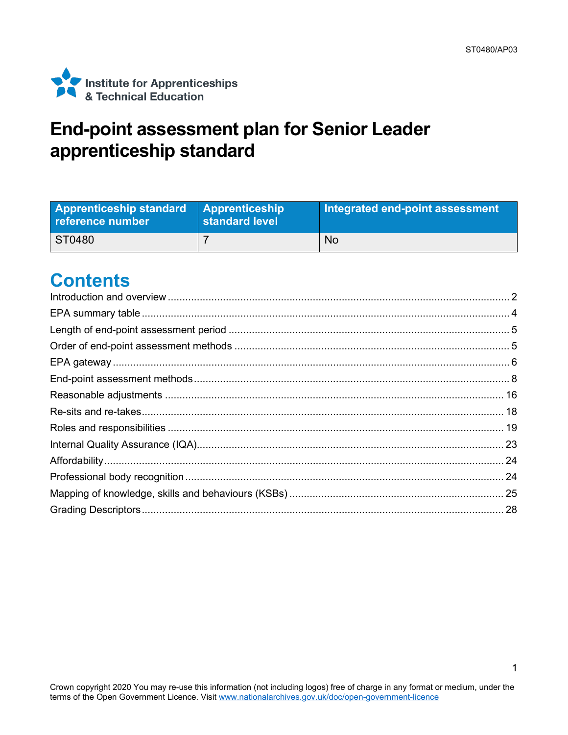ST0480/AP03

Institute for Apprenticeships & Technical Education

# End-point assessment plan for Senior Leader apprenticeship standard

| Apprenticeship standard reference number | Apprenticeship standard level | Integrated end-point assessment |
|---|---|---|
| ST0480 | 7 | No |

## Contents

Introduction and overview ..... 2
EPA summary table ..... 4
Length of end-point assessment period ..... 5
Order of end-point assessment methods ..... 5
EPA gateway ..... 6
End-point assessment methods ..... 8
Reasonable adjustments ..... 16
Re-sits and re-takes ..... 18
Roles and responsibilities ..... 19
Internal Quality Assurance (IQA) ..... 23
Affordability ..... 24
Professional body recognition ..... 24
Mapping of knowledge, skills and behaviours (KSBs) ..... 25
Grading Descriptors ..... 28

Crown copyright 2020 You may re-use this information (not including logos) free of charge in any format or medium, under the terms of the Open Government Licence. Visit www.nationalarchives.gov.uk/doc/open-government-licence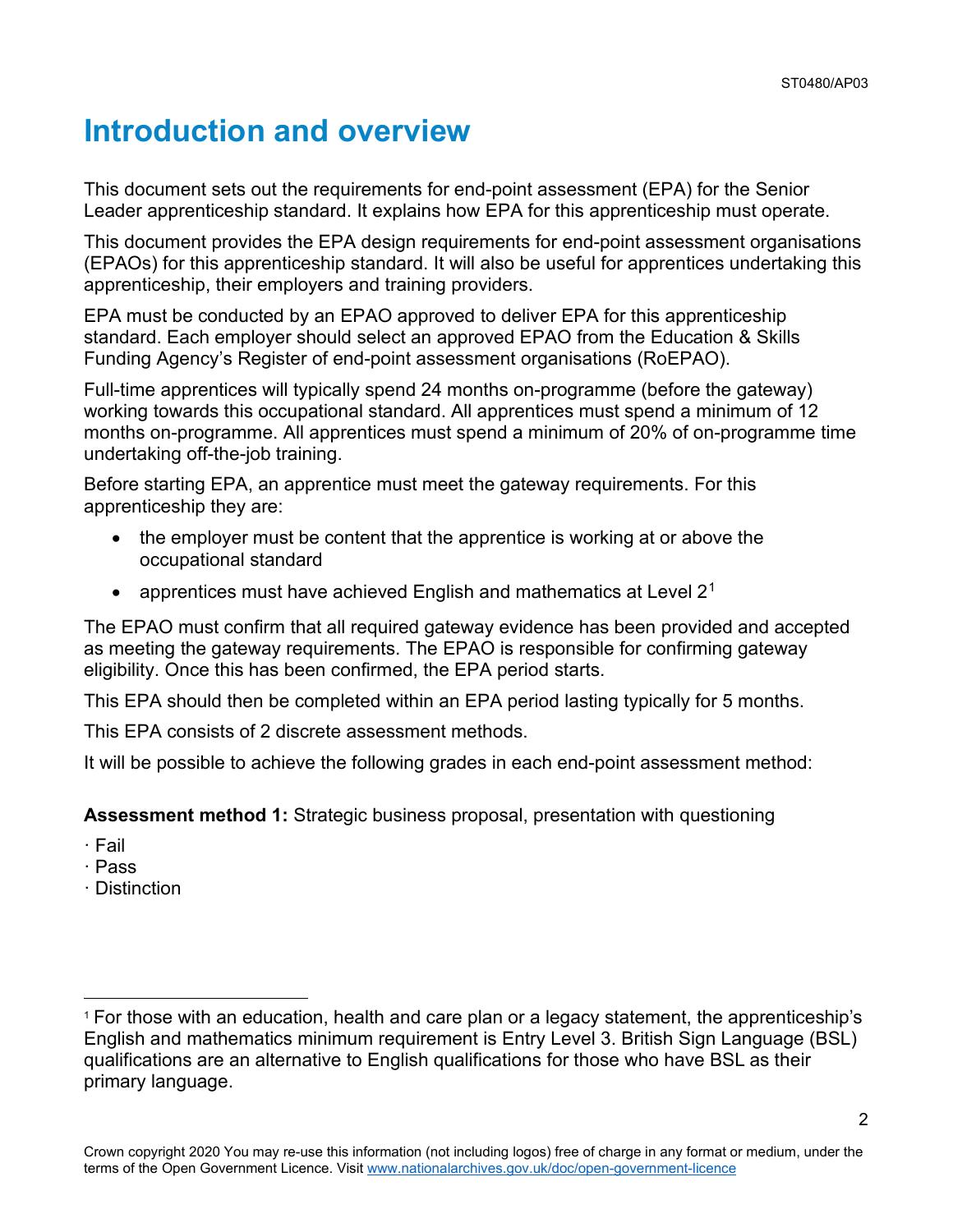# Introduction and overview

This document sets out the requirements for end-point assessment (EPA) for the Senior Leader apprenticeship standard. It explains how EPA for this apprenticeship must operate.

This document provides the EPA design requirements for end-point assessment organisations (EPAOs) for this apprenticeship standard. It will also be useful for apprentices undertaking this apprenticeship, their employers and training providers.

EPA must be conducted by an EPAO approved to deliver EPA for this apprenticeship standard. Each employer should select an approved EPAO from the Education & Skills Funding Agency's Register of end-point assessment organisations (RoEPAO).

Full-time apprentices will typically spend 24 months on-programme (before the gateway) working towards this occupational standard. All apprentices must spend a minimum of 12 months on-programme. All apprentices must spend a minimum of 20% of on-programme time undertaking off-the-job training.

Before starting EPA, an apprentice must meet the gateway requirements. For this apprenticeship they are:

- the employer must be content that the apprentice is working at or above the occupational standard
- apprentices must have achieved English and mathematics at Level 2[1]

The EPAO must confirm that all required gateway evidence has been provided and accepted as meeting the gateway requirements. The EPAO is responsible for confirming gateway eligibility. Once this has been confirmed, the EPA period starts.

This EPA should then be completed within an EPA period lasting typically for 5 months.

This EPA consists of 2 discrete assessment methods.

It will be possible to achieve the following grades in each end-point assessment method:

**Assessment method 1:** Strategic business proposal, presentation with questioning

· Fail
· Pass
· Distinction

[1] For those with an education, health and care plan or a legacy statement, the apprenticeship's English and mathematics minimum requirement is Entry Level 3. British Sign Language (BSL) qualifications are an alternative to English qualifications for those who have BSL as their primary language.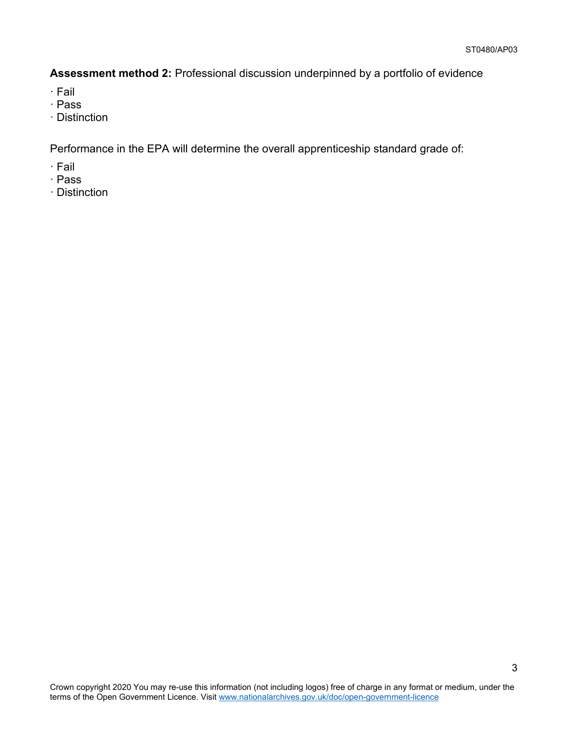**Assessment method 2:** Professional discussion underpinned by a portfolio of evidence

- Fail
- Pass
- Distinction

Performance in the EPA will determine the overall apprenticeship standard grade of:

- Fail
- Pass
- Distinction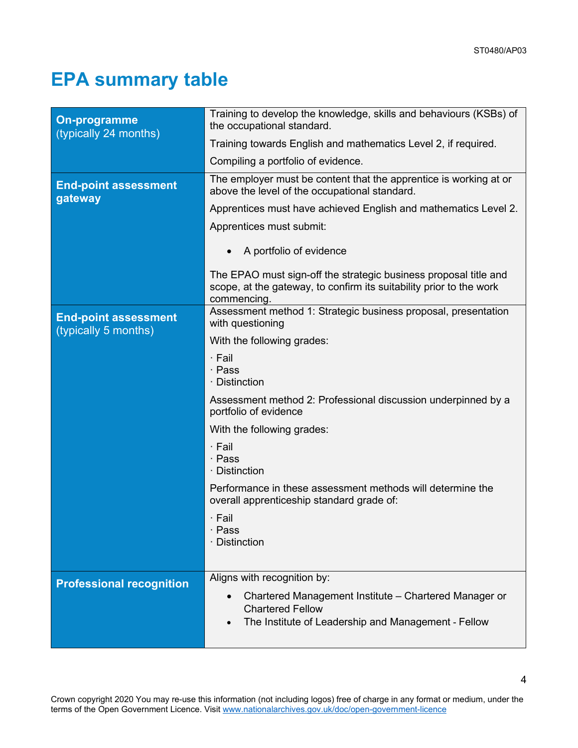# EPA summary table

| | |
|---|---|
| **On-programme** (typically 24 months) | Training to develop the knowledge, skills and behaviours (KSBs) of the occupational standard.<br><br>Training towards English and mathematics Level 2, if required.<br><br>Compiling a portfolio of evidence. |
| **End-point assessment gateway** | The employer must be content that the apprentice is working at or above the level of the occupational standard.<br><br>Apprentices must have achieved English and mathematics Level 2.<br><br>Apprentices must submit:<br><br>• A portfolio of evidence<br><br>The EPAO must sign-off the strategic business proposal title and scope, at the gateway, to confirm its suitability prior to the work commencing. |
| **End-point assessment** (typically 5 months) | Assessment method 1: Strategic business proposal, presentation with questioning<br><br>With the following grades:<br><br>· Fail<br>· Pass<br>· Distinction<br><br>Assessment method 2: Professional discussion underpinned by a portfolio of evidence<br><br>With the following grades:<br><br>· Fail<br>· Pass<br>· Distinction<br><br>Performance in these assessment methods will determine the overall apprenticeship standard grade of:<br><br>· Fail<br>· Pass<br>· Distinction |
| **Professional recognition** | Aligns with recognition by:<br><br>• Chartered Management Institute – Chartered Manager or Chartered Fellow<br>• The Institute of Leadership and Management - Fellow |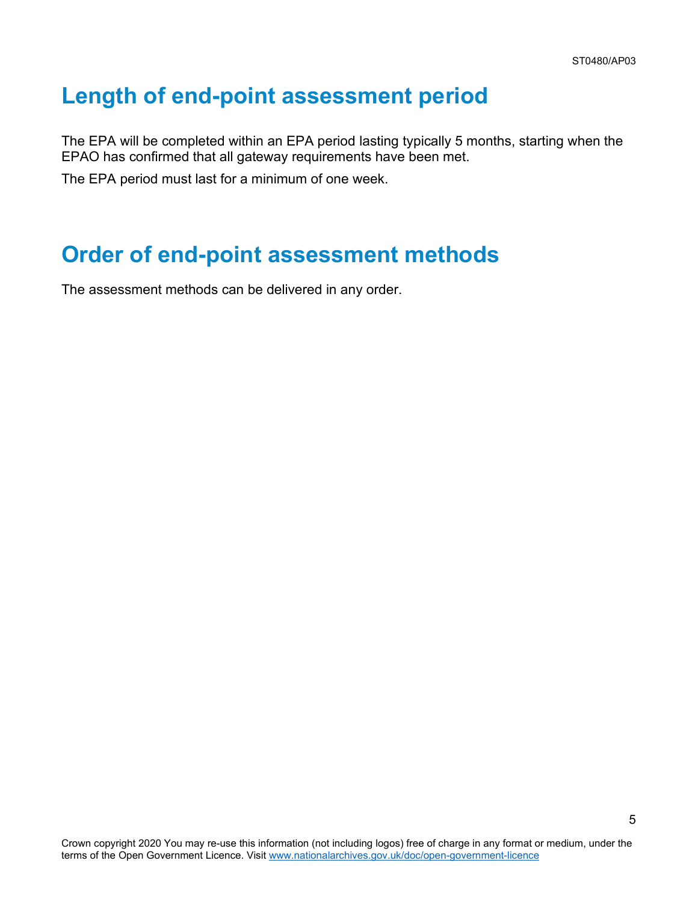## Length of end-point assessment period

The EPA will be completed within an EPA period lasting typically 5 months, starting when the EPAO has confirmed that all gateway requirements have been met.

The EPA period must last for a minimum of one week.

## Order of end-point assessment methods

The assessment methods can be delivered in any order.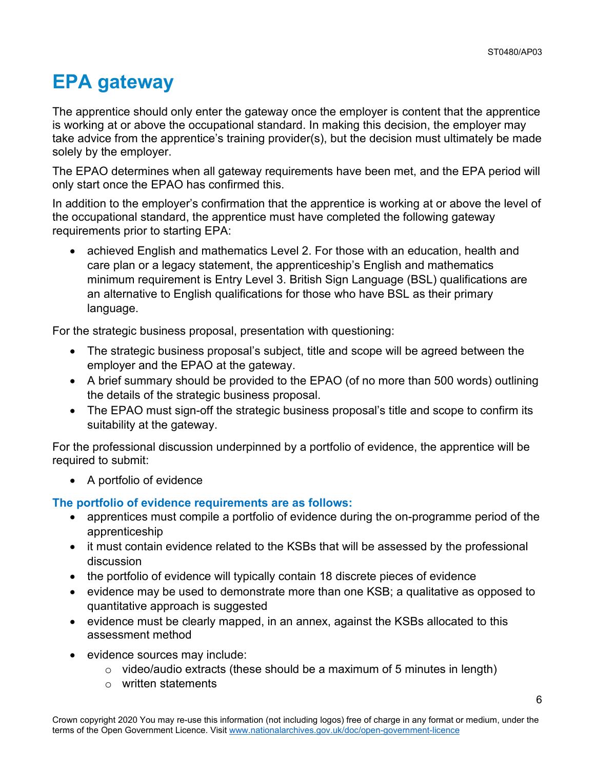# EPA gateway

The apprentice should only enter the gateway once the employer is content that the apprentice is working at or above the occupational standard. In making this decision, the employer may take advice from the apprentice's training provider(s), but the decision must ultimately be made solely by the employer.

The EPAO determines when all gateway requirements have been met, and the EPA period will only start once the EPAO has confirmed this.

In addition to the employer's confirmation that the apprentice is working at or above the level of the occupational standard, the apprentice must have completed the following gateway requirements prior to starting EPA:

- achieved English and mathematics Level 2. For those with an education, health and care plan or a legacy statement, the apprenticeship's English and mathematics minimum requirement is Entry Level 3. British Sign Language (BSL) qualifications are an alternative to English qualifications for those who have BSL as their primary language.

For the strategic business proposal, presentation with questioning:

- The strategic business proposal's subject, title and scope will be agreed between the employer and the EPAO at the gateway.
- A brief summary should be provided to the EPAO (of no more than 500 words) outlining the details of the strategic business proposal.
- The EPAO must sign-off the strategic business proposal's title and scope to confirm its suitability at the gateway.

For the professional discussion underpinned by a portfolio of evidence, the apprentice will be required to submit:

- A portfolio of evidence

### The portfolio of evidence requirements are as follows:

- apprentices must compile a portfolio of evidence during the on-programme period of the apprenticeship
- it must contain evidence related to the KSBs that will be assessed by the professional discussion
- the portfolio of evidence will typically contain 18 discrete pieces of evidence
- evidence may be used to demonstrate more than one KSB; a qualitative as opposed to quantitative approach is suggested
- evidence must be clearly mapped, in an annex, against the KSBs allocated to this assessment method
- evidence sources may include:
  - video/audio extracts (these should be a maximum of 5 minutes in length)
  - written statements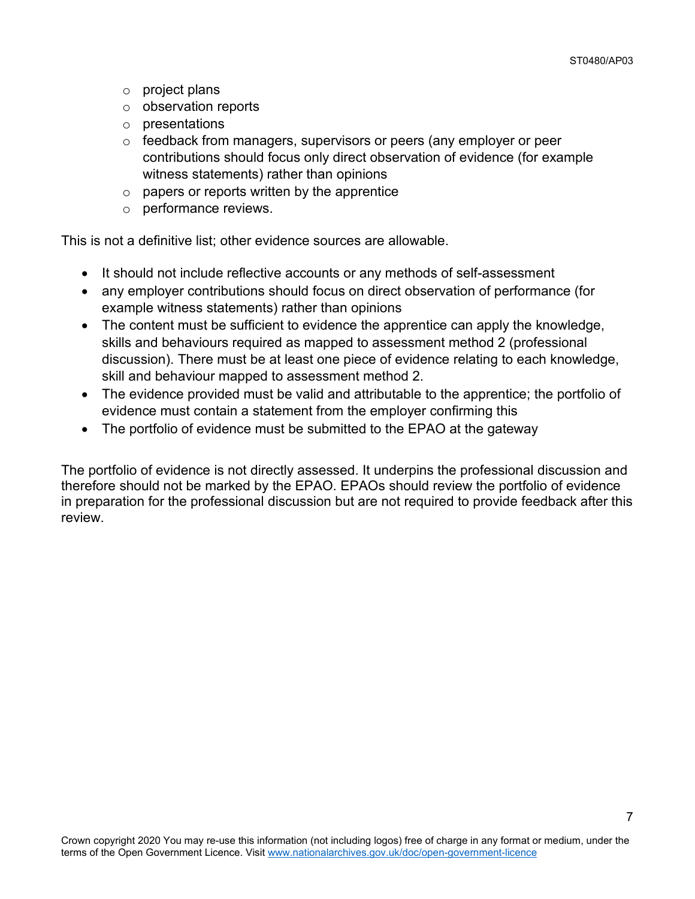- project plans
  - observation reports
  - presentations
  - feedback from managers, supervisors or peers (any employer or peer contributions should focus only direct observation of evidence (for example witness statements) rather than opinions
  - papers or reports written by the apprentice
  - performance reviews.

This is not a definitive list; other evidence sources are allowable.

- It should not include reflective accounts or any methods of self-assessment
- any employer contributions should focus on direct observation of performance (for example witness statements) rather than opinions
- The content must be sufficient to evidence the apprentice can apply the knowledge, skills and behaviours required as mapped to assessment method 2 (professional discussion). There must be at least one piece of evidence relating to each knowledge, skill and behaviour mapped to assessment method 2.
- The evidence provided must be valid and attributable to the apprentice; the portfolio of evidence must contain a statement from the employer confirming this
- The portfolio of evidence must be submitted to the EPAO at the gateway

The portfolio of evidence is not directly assessed. It underpins the professional discussion and therefore should not be marked by the EPAO. EPAOs should review the portfolio of evidence in preparation for the professional discussion but are not required to provide feedback after this review.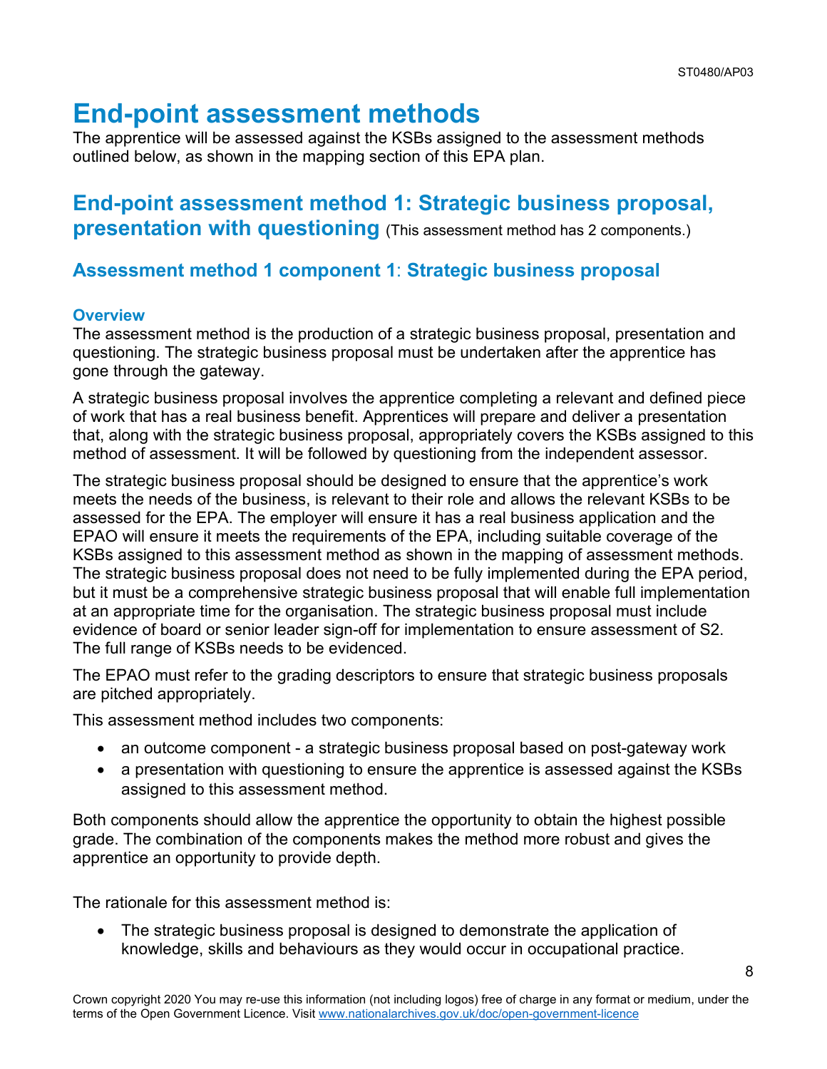# End-point assessment methods

The apprentice will be assessed against the KSBs assigned to the assessment methods outlined below, as shown in the mapping section of this EPA plan.

## End-point assessment method 1: Strategic business proposal, presentation with questioning (This assessment method has 2 components.)

### Assessment method 1 component 1: Strategic business proposal

#### Overview

The assessment method is the production of a strategic business proposal, presentation and questioning. The strategic business proposal must be undertaken after the apprentice has gone through the gateway.

A strategic business proposal involves the apprentice completing a relevant and defined piece of work that has a real business benefit. Apprentices will prepare and deliver a presentation that, along with the strategic business proposal, appropriately covers the KSBs assigned to this method of assessment. It will be followed by questioning from the independent assessor.

The strategic business proposal should be designed to ensure that the apprentice's work meets the needs of the business, is relevant to their role and allows the relevant KSBs to be assessed for the EPA. The employer will ensure it has a real business application and the EPAO will ensure it meets the requirements of the EPA, including suitable coverage of the KSBs assigned to this assessment method as shown in the mapping of assessment methods. The strategic business proposal does not need to be fully implemented during the EPA period, but it must be a comprehensive strategic business proposal that will enable full implementation at an appropriate time for the organisation. The strategic business proposal must include evidence of board or senior leader sign-off for implementation to ensure assessment of S2. The full range of KSBs needs to be evidenced.

The EPAO must refer to the grading descriptors to ensure that strategic business proposals are pitched appropriately.

This assessment method includes two components:

- an outcome component - a strategic business proposal based on post-gateway work
- a presentation with questioning to ensure the apprentice is assessed against the KSBs assigned to this assessment method.

Both components should allow the apprentice the opportunity to obtain the highest possible grade. The combination of the components makes the method more robust and gives the apprentice an opportunity to provide depth.

The rationale for this assessment method is:

- The strategic business proposal is designed to demonstrate the application of knowledge, skills and behaviours as they would occur in occupational practice.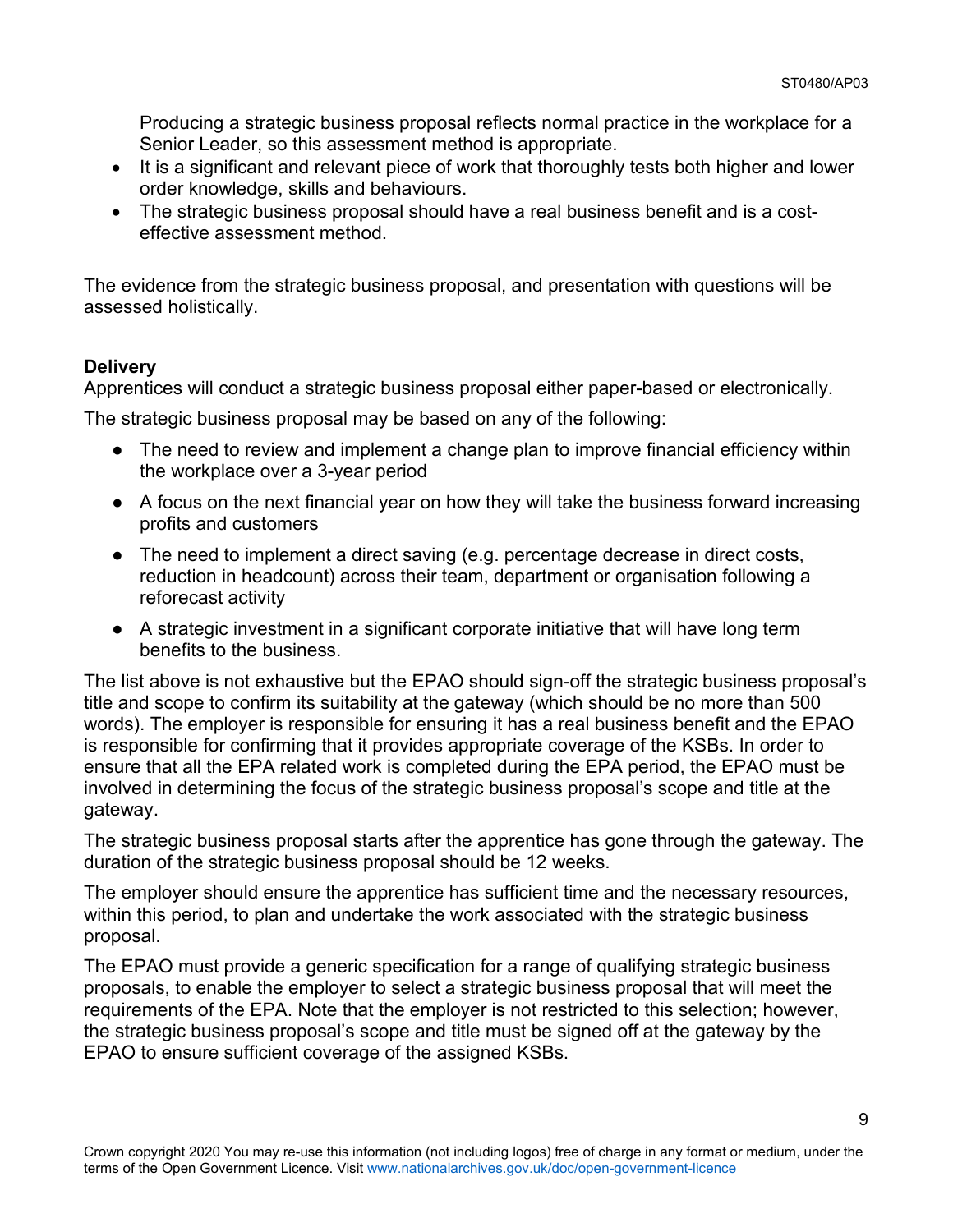Producing a strategic business proposal reflects normal practice in the workplace for a Senior Leader, so this assessment method is appropriate.

- It is a significant and relevant piece of work that thoroughly tests both higher and lower order knowledge, skills and behaviours.
- The strategic business proposal should have a real business benefit and is a cost-effective assessment method.

The evidence from the strategic business proposal, and presentation with questions will be assessed holistically.

**Delivery**

Apprentices will conduct a strategic business proposal either paper-based or electronically.

The strategic business proposal may be based on any of the following:

- The need to review and implement a change plan to improve financial efficiency within the workplace over a 3-year period
- A focus on the next financial year on how they will take the business forward increasing profits and customers
- The need to implement a direct saving (e.g. percentage decrease in direct costs, reduction in headcount) across their team, department or organisation following a reforecast activity
- A strategic investment in a significant corporate initiative that will have long term benefits to the business.

The list above is not exhaustive but the EPAO should sign-off the strategic business proposal's title and scope to confirm its suitability at the gateway (which should be no more than 500 words). The employer is responsible for ensuring it has a real business benefit and the EPAO is responsible for confirming that it provides appropriate coverage of the KSBs. In order to ensure that all the EPA related work is completed during the EPA period, the EPAO must be involved in determining the focus of the strategic business proposal's scope and title at the gateway.

The strategic business proposal starts after the apprentice has gone through the gateway. The duration of the strategic business proposal should be 12 weeks.

The employer should ensure the apprentice has sufficient time and the necessary resources, within this period, to plan and undertake the work associated with the strategic business proposal.

The EPAO must provide a generic specification for a range of qualifying strategic business proposals, to enable the employer to select a strategic business proposal that will meet the requirements of the EPA. Note that the employer is not restricted to this selection; however, the strategic business proposal's scope and title must be signed off at the gateway by the EPAO to ensure sufficient coverage of the assigned KSBs.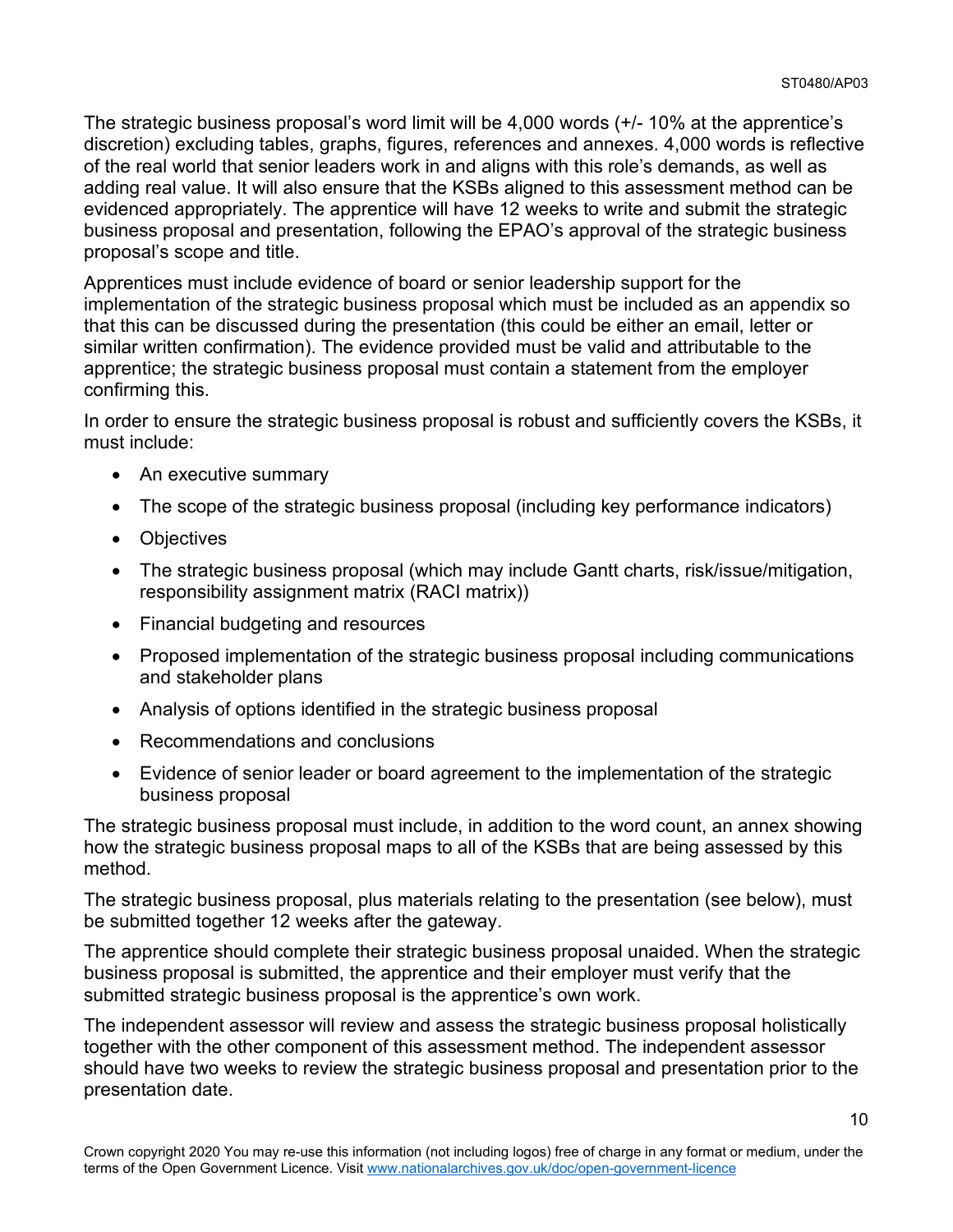The strategic business proposal's word limit will be 4,000 words (+/- 10% at the apprentice's discretion) excluding tables, graphs, figures, references and annexes. 4,000 words is reflective of the real world that senior leaders work in and aligns with this role's demands, as well as adding real value. It will also ensure that the KSBs aligned to this assessment method can be evidenced appropriately. The apprentice will have 12 weeks to write and submit the strategic business proposal and presentation, following the EPAO's approval of the strategic business proposal's scope and title.

Apprentices must include evidence of board or senior leadership support for the implementation of the strategic business proposal which must be included as an appendix so that this can be discussed during the presentation (this could be either an email, letter or similar written confirmation). The evidence provided must be valid and attributable to the apprentice; the strategic business proposal must contain a statement from the employer confirming this.

In order to ensure the strategic business proposal is robust and sufficiently covers the KSBs, it must include:

- An executive summary
- The scope of the strategic business proposal (including key performance indicators)
- Objectives
- The strategic business proposal (which may include Gantt charts, risk/issue/mitigation, responsibility assignment matrix (RACI matrix))
- Financial budgeting and resources
- Proposed implementation of the strategic business proposal including communications and stakeholder plans
- Analysis of options identified in the strategic business proposal
- Recommendations and conclusions
- Evidence of senior leader or board agreement to the implementation of the strategic business proposal

The strategic business proposal must include, in addition to the word count, an annex showing how the strategic business proposal maps to all of the KSBs that are being assessed by this method.

The strategic business proposal, plus materials relating to the presentation (see below), must be submitted together 12 weeks after the gateway.

The apprentice should complete their strategic business proposal unaided. When the strategic business proposal is submitted, the apprentice and their employer must verify that the submitted strategic business proposal is the apprentice's own work.

The independent assessor will review and assess the strategic business proposal holistically together with the other component of this assessment method. The independent assessor should have two weeks to review the strategic business proposal and presentation prior to the presentation date.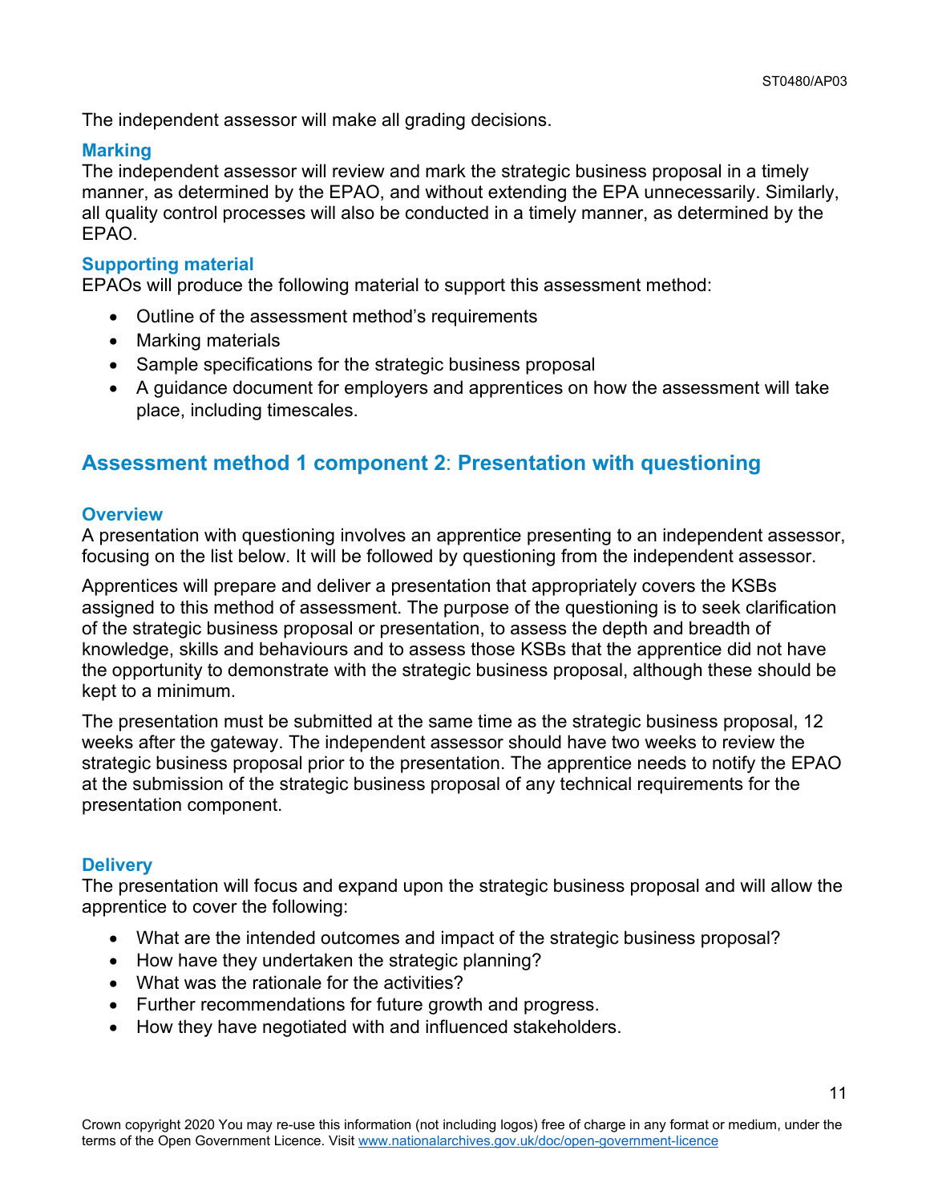The independent assessor will make all grading decisions.

### Marking

The independent assessor will review and mark the strategic business proposal in a timely manner, as determined by the EPAO, and without extending the EPA unnecessarily. Similarly, all quality control processes will also be conducted in a timely manner, as determined by the EPAO.

### Supporting material

EPAOs will produce the following material to support this assessment method:

- Outline of the assessment method's requirements
- Marking materials
- Sample specifications for the strategic business proposal
- A guidance document for employers and apprentices on how the assessment will take place, including timescales.

## Assessment method 1 component 2: Presentation with questioning

### Overview

A presentation with questioning involves an apprentice presenting to an independent assessor, focusing on the list below. It will be followed by questioning from the independent assessor.

Apprentices will prepare and deliver a presentation that appropriately covers the KSBs assigned to this method of assessment. The purpose of the questioning is to seek clarification of the strategic business proposal or presentation, to assess the depth and breadth of knowledge, skills and behaviours and to assess those KSBs that the apprentice did not have the opportunity to demonstrate with the strategic business proposal, although these should be kept to a minimum.

The presentation must be submitted at the same time as the strategic business proposal, 12 weeks after the gateway. The independent assessor should have two weeks to review the strategic business proposal prior to the presentation. The apprentice needs to notify the EPAO at the submission of the strategic business proposal of any technical requirements for the presentation component.

### Delivery

The presentation will focus and expand upon the strategic business proposal and will allow the apprentice to cover the following:

- What are the intended outcomes and impact of the strategic business proposal?
- How have they undertaken the strategic planning?
- What was the rationale for the activities?
- Further recommendations for future growth and progress.
- How they have negotiated with and influenced stakeholders.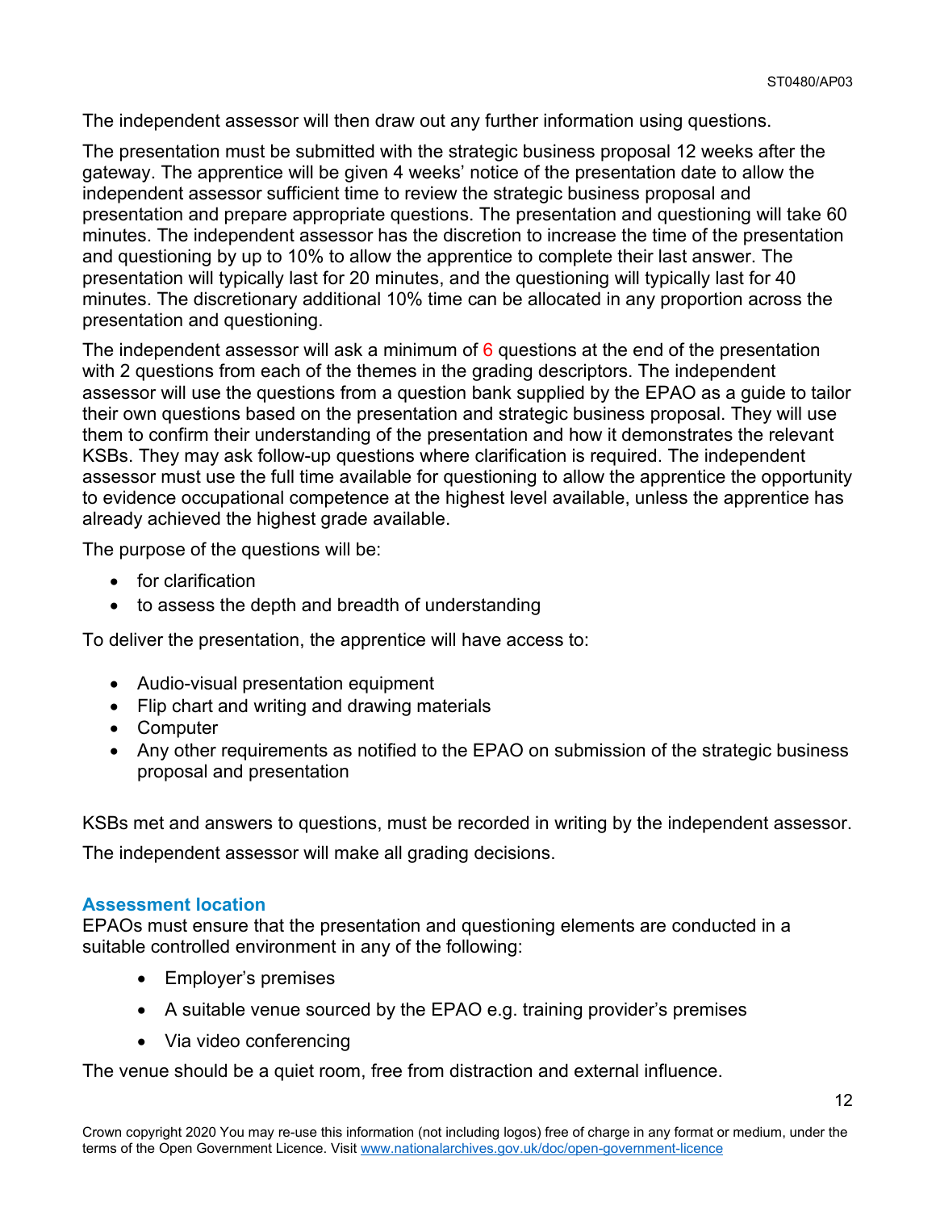The independent assessor will then draw out any further information using questions.

The presentation must be submitted with the strategic business proposal 12 weeks after the gateway. The apprentice will be given 4 weeks' notice of the presentation date to allow the independent assessor sufficient time to review the strategic business proposal and presentation and prepare appropriate questions. The presentation and questioning will take 60 minutes. The independent assessor has the discretion to increase the time of the presentation and questioning by up to 10% to allow the apprentice to complete their last answer. The presentation will typically last for 20 minutes, and the questioning will typically last for 40 minutes. The discretionary additional 10% time can be allocated in any proportion across the presentation and questioning.

The independent assessor will ask a minimum of 6 questions at the end of the presentation with 2 questions from each of the themes in the grading descriptors. The independent assessor will use the questions from a question bank supplied by the EPAO as a guide to tailor their own questions based on the presentation and strategic business proposal. They will use them to confirm their understanding of the presentation and how it demonstrates the relevant KSBs. They may ask follow-up questions where clarification is required. The independent assessor must use the full time available for questioning to allow the apprentice the opportunity to evidence occupational competence at the highest level available, unless the apprentice has already achieved the highest grade available.

The purpose of the questions will be:

- for clarification
- to assess the depth and breadth of understanding

To deliver the presentation, the apprentice will have access to:

- Audio-visual presentation equipment
- Flip chart and writing and drawing materials
- Computer
- Any other requirements as notified to the EPAO on submission of the strategic business proposal and presentation

KSBs met and answers to questions, must be recorded in writing by the independent assessor.

The independent assessor will make all grading decisions.

### Assessment location

EPAOs must ensure that the presentation and questioning elements are conducted in a suitable controlled environment in any of the following:

- Employer's premises
- A suitable venue sourced by the EPAO e.g. training provider's premises
- Via video conferencing

The venue should be a quiet room, free from distraction and external influence.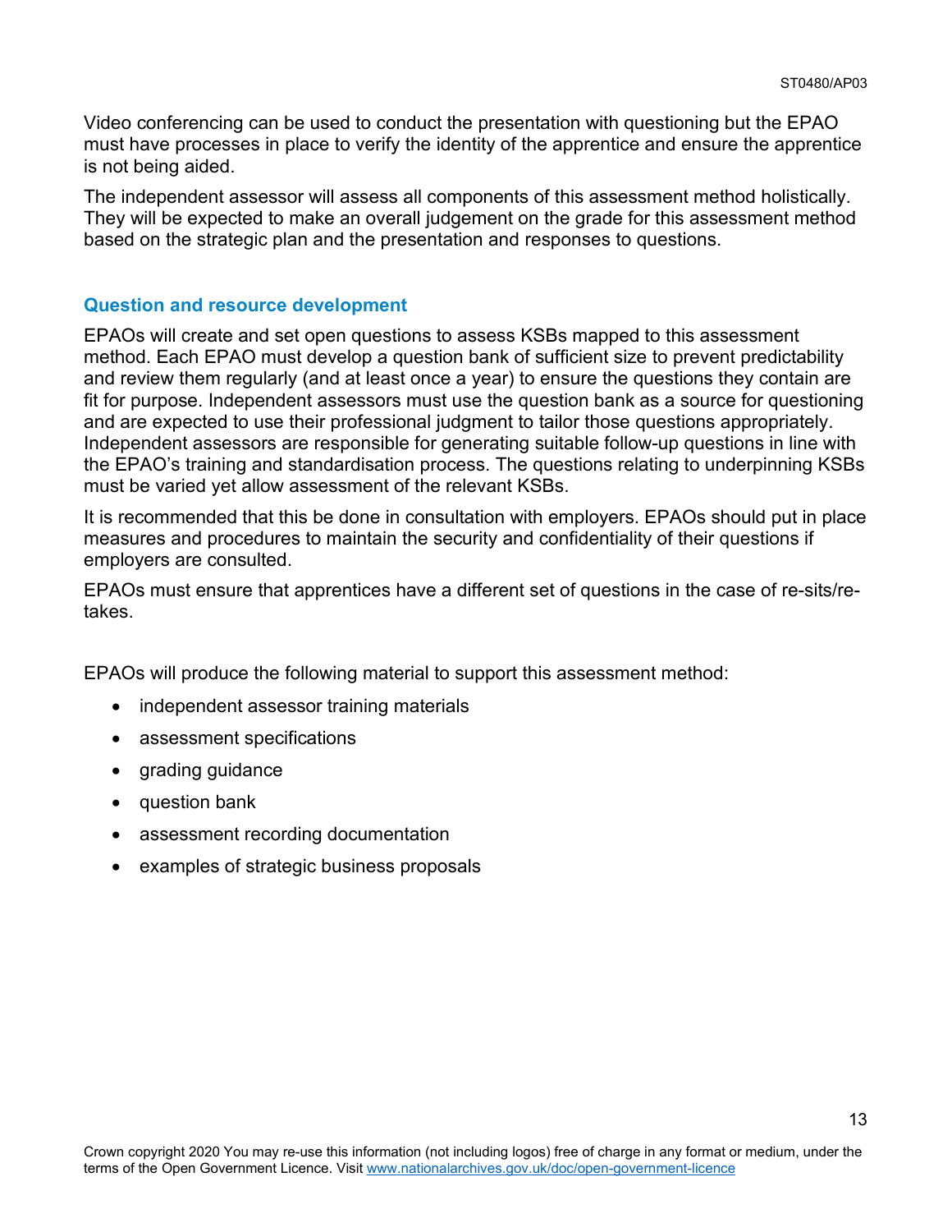Video conferencing can be used to conduct the presentation with questioning but the EPAO must have processes in place to verify the identity of the apprentice and ensure the apprentice is not being aided.

The independent assessor will assess all components of this assessment method holistically. They will be expected to make an overall judgement on the grade for this assessment method based on the strategic plan and the presentation and responses to questions.

### Question and resource development

EPAOs will create and set open questions to assess KSBs mapped to this assessment method. Each EPAO must develop a question bank of sufficient size to prevent predictability and review them regularly (and at least once a year) to ensure the questions they contain are fit for purpose. Independent assessors must use the question bank as a source for questioning and are expected to use their professional judgment to tailor those questions appropriately. Independent assessors are responsible for generating suitable follow-up questions in line with the EPAO's training and standardisation process. The questions relating to underpinning KSBs must be varied yet allow assessment of the relevant KSBs.

It is recommended that this be done in consultation with employers. EPAOs should put in place measures and procedures to maintain the security and confidentiality of their questions if employers are consulted.

EPAOs must ensure that apprentices have a different set of questions in the case of re-sits/re-takes.

EPAOs will produce the following material to support this assessment method:

- independent assessor training materials
- assessment specifications
- grading guidance
- question bank
- assessment recording documentation
- examples of strategic business proposals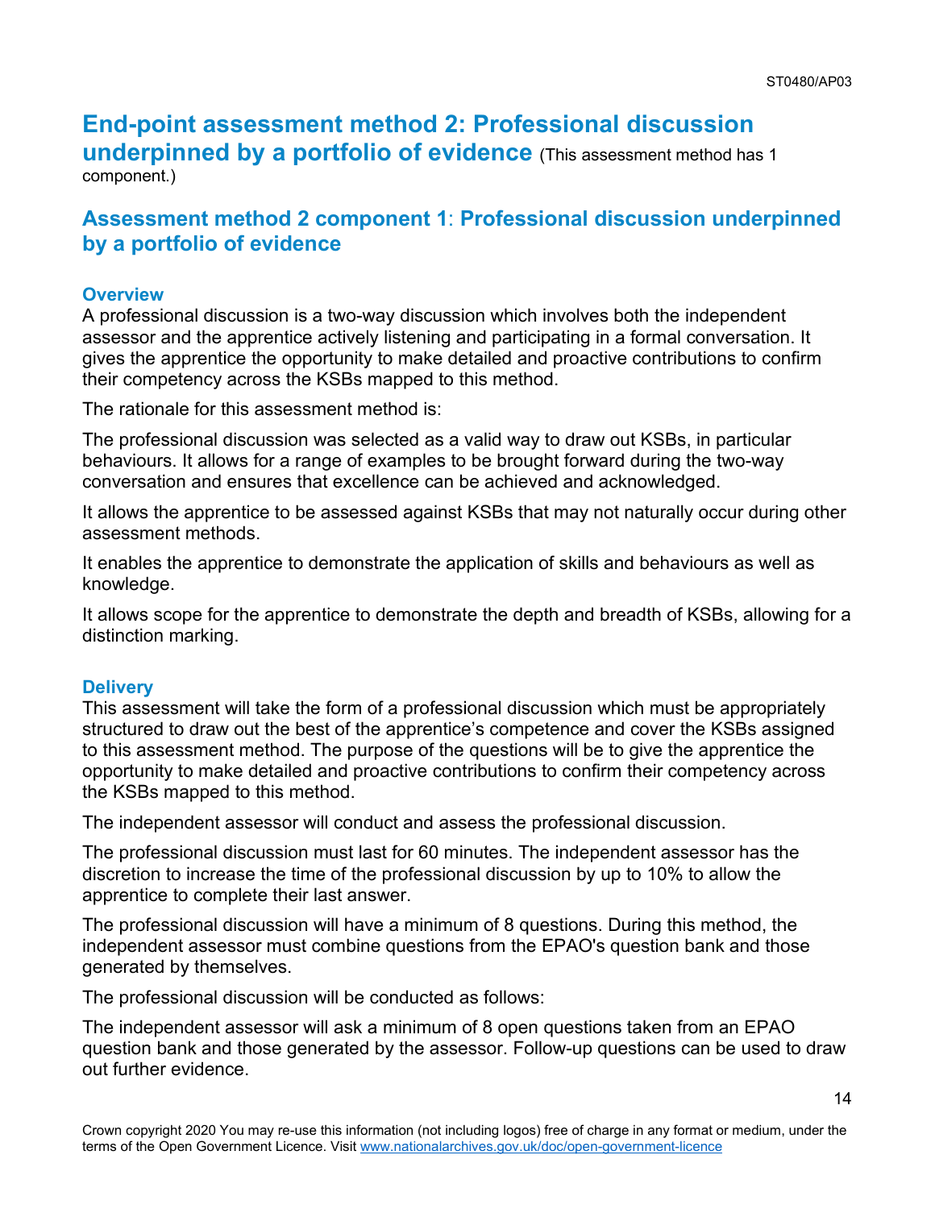## End-point assessment method 2: Professional discussion underpinned by a portfolio of evidence (This assessment method has 1 component.)

### Assessment method 2 component 1: Professional discussion underpinned by a portfolio of evidence

#### Overview

A professional discussion is a two-way discussion which involves both the independent assessor and the apprentice actively listening and participating in a formal conversation. It gives the apprentice the opportunity to make detailed and proactive contributions to confirm their competency across the KSBs mapped to this method.

The rationale for this assessment method is:

The professional discussion was selected as a valid way to draw out KSBs, in particular behaviours. It allows for a range of examples to be brought forward during the two-way conversation and ensures that excellence can be achieved and acknowledged.

It allows the apprentice to be assessed against KSBs that may not naturally occur during other assessment methods.

It enables the apprentice to demonstrate the application of skills and behaviours as well as knowledge.

It allows scope for the apprentice to demonstrate the depth and breadth of KSBs, allowing for a distinction marking.

#### Delivery

This assessment will take the form of a professional discussion which must be appropriately structured to draw out the best of the apprentice's competence and cover the KSBs assigned to this assessment method. The purpose of the questions will be to give the apprentice the opportunity to make detailed and proactive contributions to confirm their competency across the KSBs mapped to this method.

The independent assessor will conduct and assess the professional discussion.

The professional discussion must last for 60 minutes. The independent assessor has the discretion to increase the time of the professional discussion by up to 10% to allow the apprentice to complete their last answer.

The professional discussion will have a minimum of 8 questions. During this method, the independent assessor must combine questions from the EPAO's question bank and those generated by themselves.

The professional discussion will be conducted as follows:

The independent assessor will ask a minimum of 8 open questions taken from an EPAO question bank and those generated by the assessor. Follow-up questions can be used to draw out further evidence.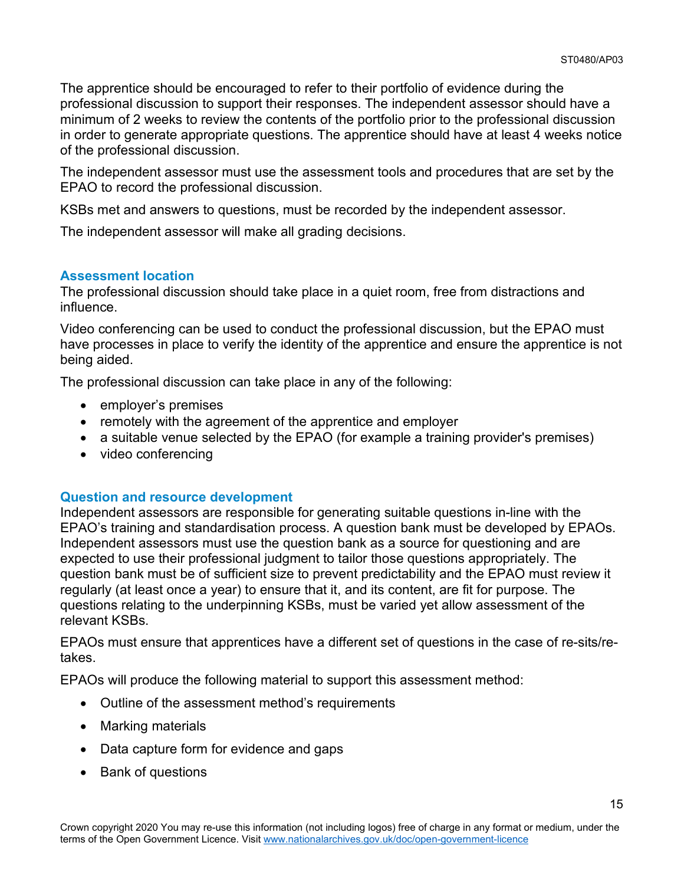The apprentice should be encouraged to refer to their portfolio of evidence during the professional discussion to support their responses. The independent assessor should have a minimum of 2 weeks to review the contents of the portfolio prior to the professional discussion in order to generate appropriate questions. The apprentice should have at least 4 weeks notice of the professional discussion.

The independent assessor must use the assessment tools and procedures that are set by the EPAO to record the professional discussion.

KSBs met and answers to questions, must be recorded by the independent assessor.

The independent assessor will make all grading decisions.

### Assessment location

The professional discussion should take place in a quiet room, free from distractions and influence.

Video conferencing can be used to conduct the professional discussion, but the EPAO must have processes in place to verify the identity of the apprentice and ensure the apprentice is not being aided.

The professional discussion can take place in any of the following:

- employer's premises
- remotely with the agreement of the apprentice and employer
- a suitable venue selected by the EPAO (for example a training provider's premises)
- video conferencing

### Question and resource development

Independent assessors are responsible for generating suitable questions in-line with the EPAO's training and standardisation process. A question bank must be developed by EPAOs. Independent assessors must use the question bank as a source for questioning and are expected to use their professional judgment to tailor those questions appropriately. The question bank must be of sufficient size to prevent predictability and the EPAO must review it regularly (at least once a year) to ensure that it, and its content, are fit for purpose. The questions relating to the underpinning KSBs, must be varied yet allow assessment of the relevant KSBs.

EPAOs must ensure that apprentices have a different set of questions in the case of re-sits/re-takes.

EPAOs will produce the following material to support this assessment method:

- Outline of the assessment method's requirements
- Marking materials
- Data capture form for evidence and gaps
- Bank of questions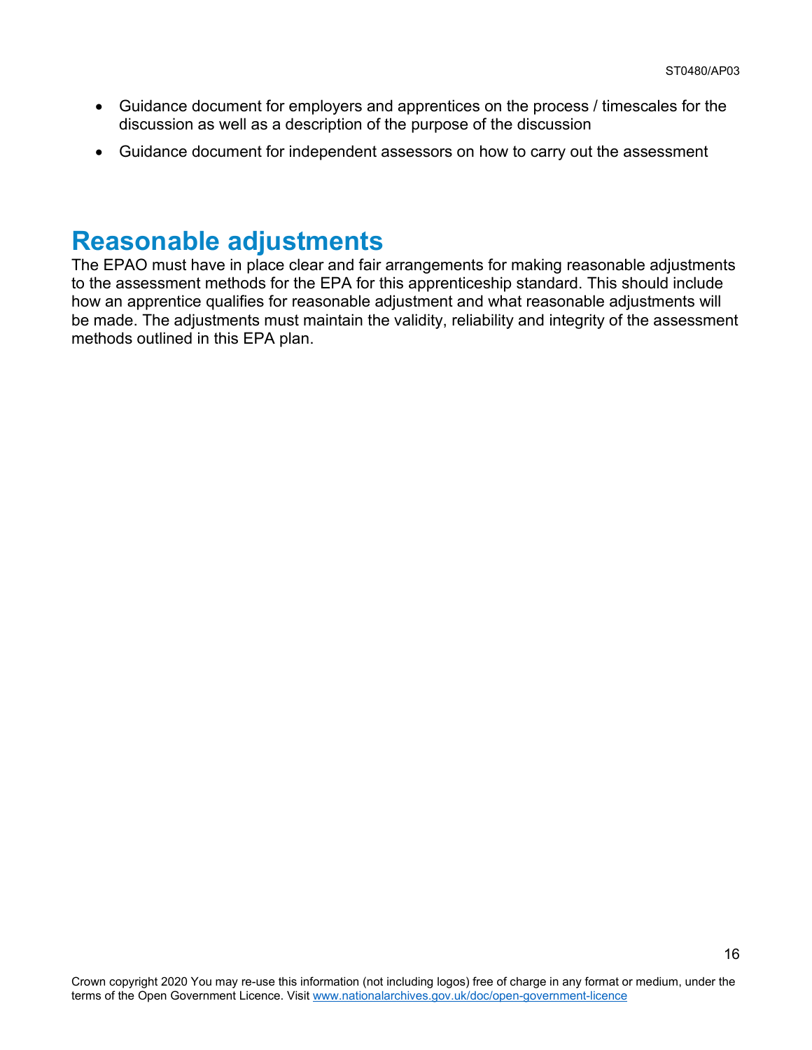- Guidance document for employers and apprentices on the process / timescales for the discussion as well as a description of the purpose of the discussion
- Guidance document for independent assessors on how to carry out the assessment

# Reasonable adjustments

The EPAO must have in place clear and fair arrangements for making reasonable adjustments to the assessment methods for the EPA for this apprenticeship standard. This should include how an apprentice qualifies for reasonable adjustment and what reasonable adjustments will be made. The adjustments must maintain the validity, reliability and integrity of the assessment methods outlined in this EPA plan.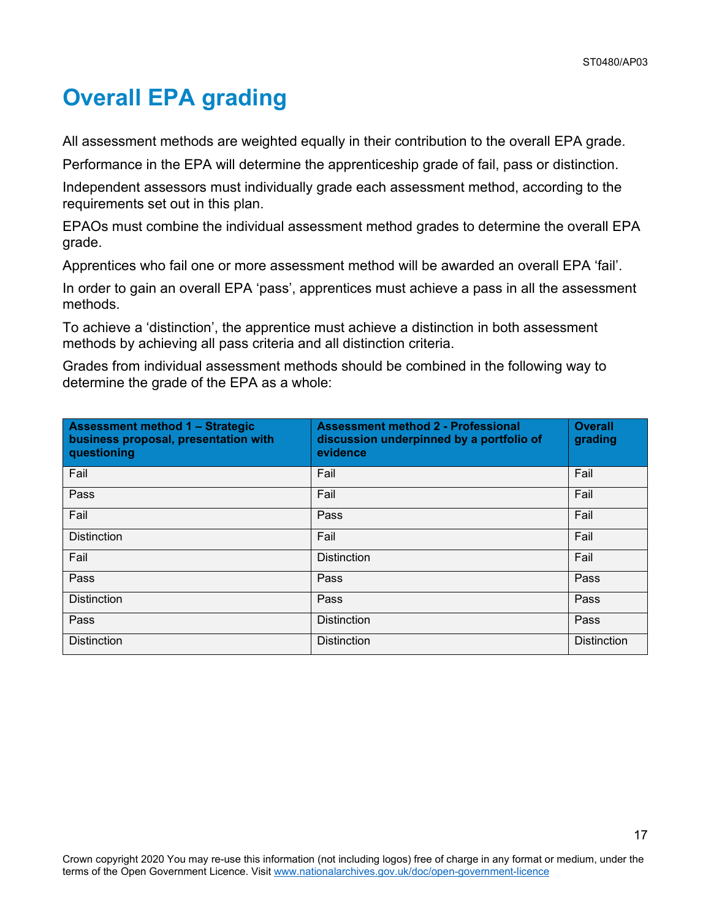# Overall EPA grading

All assessment methods are weighted equally in their contribution to the overall EPA grade.

Performance in the EPA will determine the apprenticeship grade of fail, pass or distinction.

Independent assessors must individually grade each assessment method, according to the requirements set out in this plan.

EPAOs must combine the individual assessment method grades to determine the overall EPA grade.

Apprentices who fail one or more assessment method will be awarded an overall EPA 'fail'.

In order to gain an overall EPA 'pass', apprentices must achieve a pass in all the assessment methods.

To achieve a 'distinction', the apprentice must achieve a distinction in both assessment methods by achieving all pass criteria and all distinction criteria.

Grades from individual assessment methods should be combined in the following way to determine the grade of the EPA as a whole:

| Assessment method 1 – Strategic business proposal, presentation with questioning | Assessment method 2 - Professional discussion underpinned by a portfolio of evidence | Overall grading |
|---|---|---|
| Fail | Fail | Fail |
| Pass | Fail | Fail |
| Fail | Pass | Fail |
| Distinction | Fail | Fail |
| Fail | Distinction | Fail |
| Pass | Pass | Pass |
| Distinction | Pass | Pass |
| Pass | Distinction | Pass |
| Distinction | Distinction | Distinction |

Crown copyright 2020 You may re-use this information (not including logos) free of charge in any format or medium, under the terms of the Open Government Licence. Visit www.nationalarchives.gov.uk/doc/open-government-licence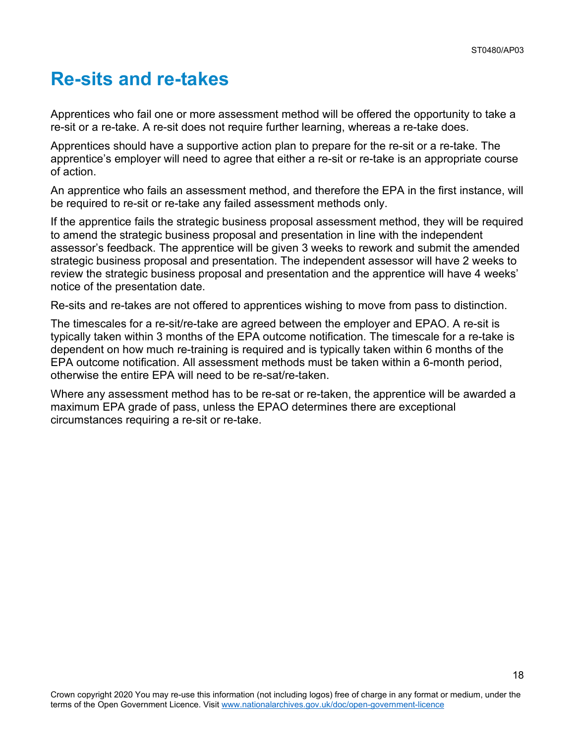# Re-sits and re-takes

Apprentices who fail one or more assessment method will be offered the opportunity to take a re-sit or a re-take. A re-sit does not require further learning, whereas a re-take does.

Apprentices should have a supportive action plan to prepare for the re-sit or a re-take. The apprentice's employer will need to agree that either a re-sit or re-take is an appropriate course of action.

An apprentice who fails an assessment method, and therefore the EPA in the first instance, will be required to re-sit or re-take any failed assessment methods only.

If the apprentice fails the strategic business proposal assessment method, they will be required to amend the strategic business proposal and presentation in line with the independent assessor's feedback. The apprentice will be given 3 weeks to rework and submit the amended strategic business proposal and presentation. The independent assessor will have 2 weeks to review the strategic business proposal and presentation and the apprentice will have 4 weeks' notice of the presentation date.

Re-sits and re-takes are not offered to apprentices wishing to move from pass to distinction.

The timescales for a re-sit/re-take are agreed between the employer and EPAO. A re-sit is typically taken within 3 months of the EPA outcome notification. The timescale for a re-take is dependent on how much re-training is required and is typically taken within 6 months of the EPA outcome notification. All assessment methods must be taken within a 6-month period, otherwise the entire EPA will need to be re-sat/re-taken.

Where any assessment method has to be re-sat or re-taken, the apprentice will be awarded a maximum EPA grade of pass, unless the EPAO determines there are exceptional circumstances requiring a re-sit or re-take.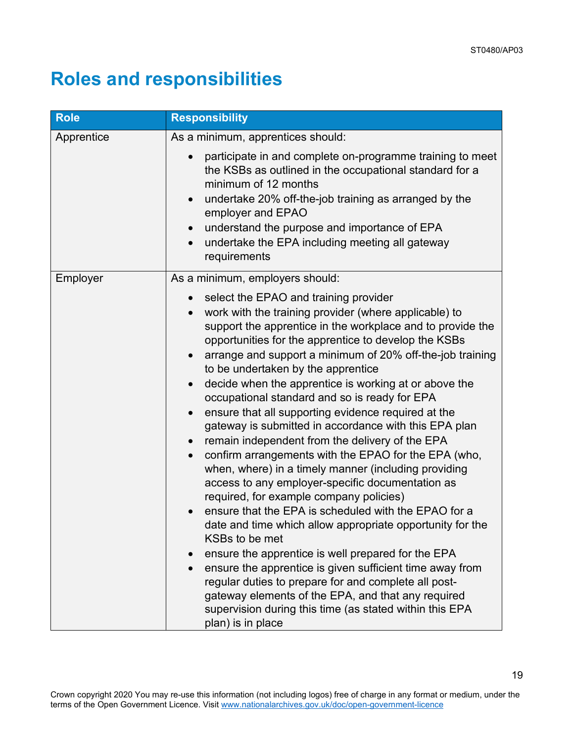# Roles and responsibilities

| Role | Responsibility |
|---|---|
| Apprentice | As a minimum, apprentices should:<br><ul><li>participate in and complete on-programme training to meet the KSBs as outlined in the occupational standard for a minimum of 12 months</li><li>undertake 20% off-the-job training as arranged by the employer and EPAO</li><li>understand the purpose and importance of EPA</li><li>undertake the EPA including meeting all gateway requirements</li></ul> |
| Employer | As a minimum, employers should:<br><ul><li>select the EPAO and training provider</li><li>work with the training provider (where applicable) to support the apprentice in the workplace and to provide the opportunities for the apprentice to develop the KSBs</li><li>arrange and support a minimum of 20% off-the-job training to be undertaken by the apprentice</li><li>decide when the apprentice is working at or above the occupational standard and so is ready for EPA</li><li>ensure that all supporting evidence required at the gateway is submitted in accordance with this EPA plan</li><li>remain independent from the delivery of the EPA</li><li>confirm arrangements with the EPAO for the EPA (who, when, where) in a timely manner (including providing access to any employer-specific documentation as required, for example company policies)</li><li>ensure that the EPA is scheduled with the EPAO for a date and time which allow appropriate opportunity for the KSBs to be met</li><li>ensure the apprentice is well prepared for the EPA</li><li>ensure the apprentice is given sufficient time away from regular duties to prepare for and complete all post-gateway elements of the EPA, and that any required supervision during this time (as stated within this EPA plan) is in place</li></ul> |

Crown copyright 2020 You may re-use this information (not including logos) free of charge in any format or medium, under the terms of the Open Government Licence. Visit www.nationalarchives.gov.uk/doc/open-government-licence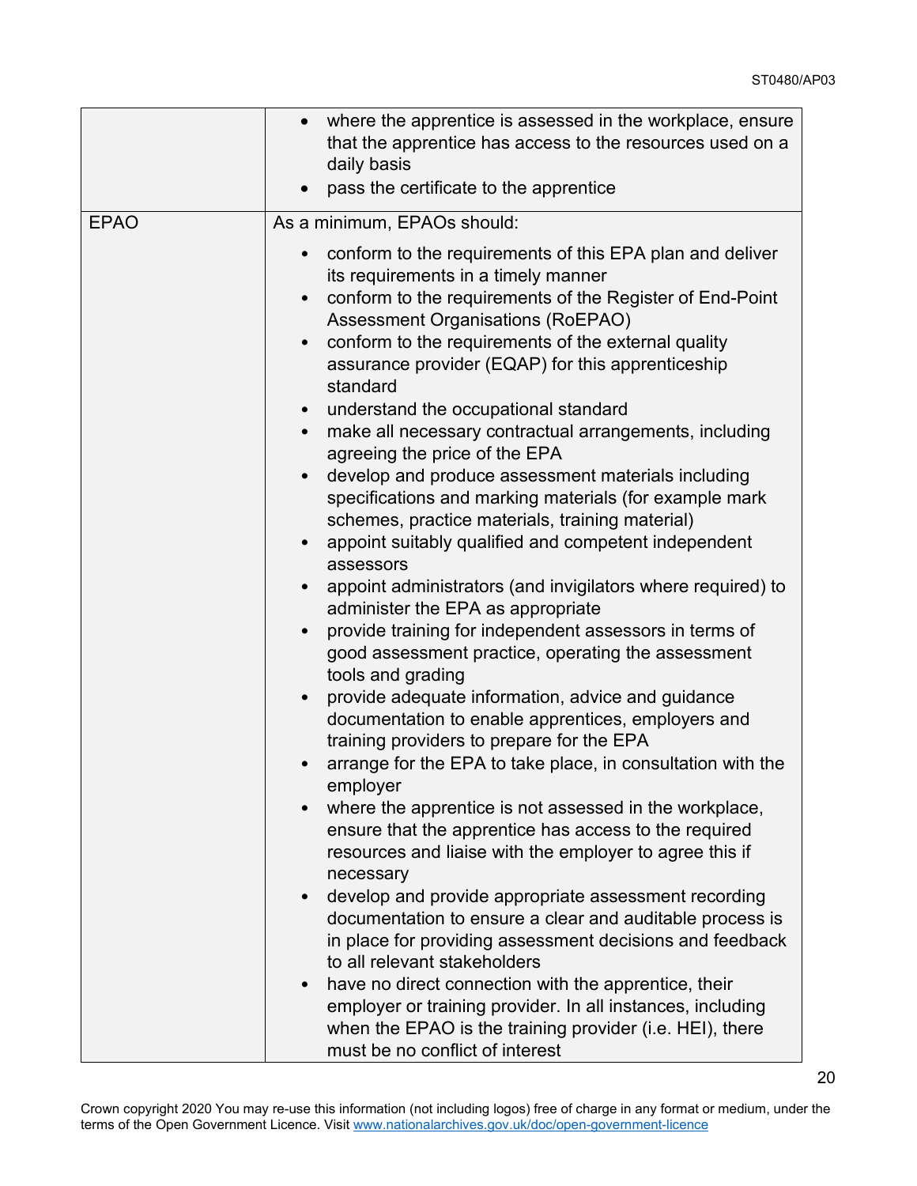| | |
|---|---|
| | • where the apprentice is assessed in the workplace, ensure that the apprentice has access to the resources used on a daily basis<br>• pass the certificate to the apprentice |
| EPAO | As a minimum, EPAOs should:<br>• conform to the requirements of this EPA plan and deliver its requirements in a timely manner<br>• conform to the requirements of the Register of End-Point Assessment Organisations (RoEPAO)<br>• conform to the requirements of the external quality assurance provider (EQAP) for this apprenticeship standard<br>• understand the occupational standard<br>• make all necessary contractual arrangements, including agreeing the price of the EPA<br>• develop and produce assessment materials including specifications and marking materials (for example mark schemes, practice materials, training material)<br>• appoint suitably qualified and competent independent assessors<br>• appoint administrators (and invigilators where required) to administer the EPA as appropriate<br>• provide training for independent assessors in terms of good assessment practice, operating the assessment tools and grading<br>• provide adequate information, advice and guidance documentation to enable apprentices, employers and training providers to prepare for the EPA<br>• arrange for the EPA to take place, in consultation with the employer<br>• where the apprentice is not assessed in the workplace, ensure that the apprentice has access to the required resources and liaise with the employer to agree this if necessary<br>• develop and provide appropriate assessment recording documentation to ensure a clear and auditable process is in place for providing assessment decisions and feedback to all relevant stakeholders<br>• have no direct connection with the apprentice, their employer or training provider. In all instances, including when the EPAO is the training provider (i.e. HEI), there must be no conflict of interest |

Crown copyright 2020 You may re-use this information (not including logos) free of charge in any format or medium, under the terms of the Open Government Licence. Visit www.nationalarchives.gov.uk/doc/open-government-licence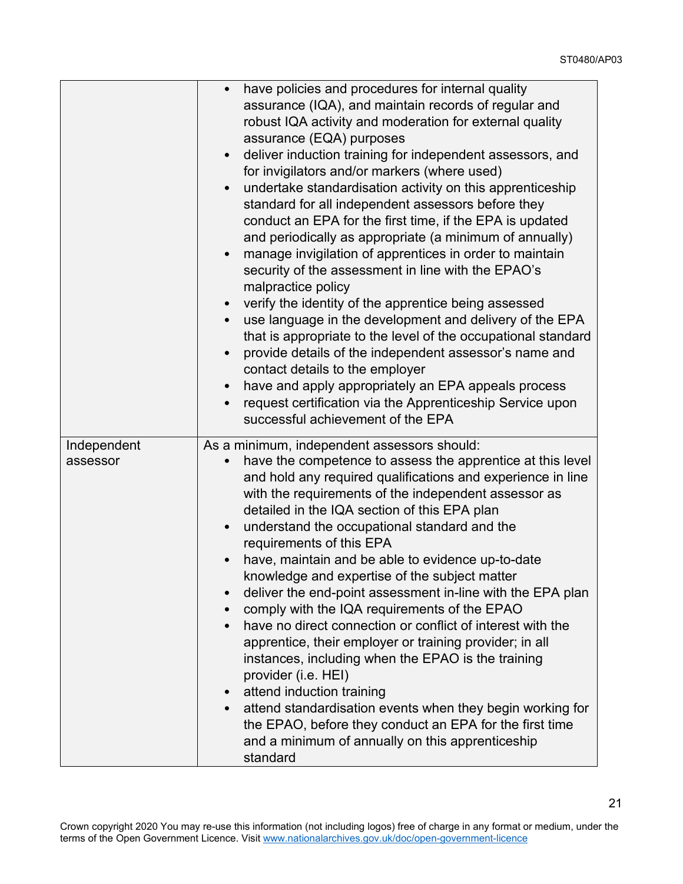| | |
|---|---|
| | • have policies and procedures for internal quality assurance (IQA), and maintain records of regular and robust IQA activity and moderation for external quality assurance (EQA) purposes<br>• deliver induction training for independent assessors, and for invigilators and/or markers (where used)<br>• undertake standardisation activity on this apprenticeship standard for all independent assessors before they conduct an EPA for the first time, if the EPA is updated and periodically as appropriate (a minimum of annually)<br>• manage invigilation of apprentices in order to maintain security of the assessment in line with the EPAO's malpractice policy<br>• verify the identity of the apprentice being assessed<br>• use language in the development and delivery of the EPA that is appropriate to the level of the occupational standard<br>• provide details of the independent assessor's name and contact details to the employer<br>• have and apply appropriately an EPA appeals process<br>• request certification via the Apprenticeship Service upon successful achievement of the EPA |
| Independent assessor | As a minimum, independent assessors should:<br>• have the competence to assess the apprentice at this level and hold any required qualifications and experience in line with the requirements of the independent assessor as detailed in the IQA section of this EPA plan<br>• understand the occupational standard and the requirements of this EPA<br>• have, maintain and be able to evidence up-to-date knowledge and expertise of the subject matter<br>• deliver the end-point assessment in-line with the EPA plan<br>• comply with the IQA requirements of the EPAO<br>• have no direct connection or conflict of interest with the apprentice, their employer or training provider; in all instances, including when the EPAO is the training provider (i.e. HEI)<br>• attend induction training<br>• attend standardisation events when they begin working for the EPAO, before they conduct an EPA for the first time and a minimum of annually on this apprenticeship standard |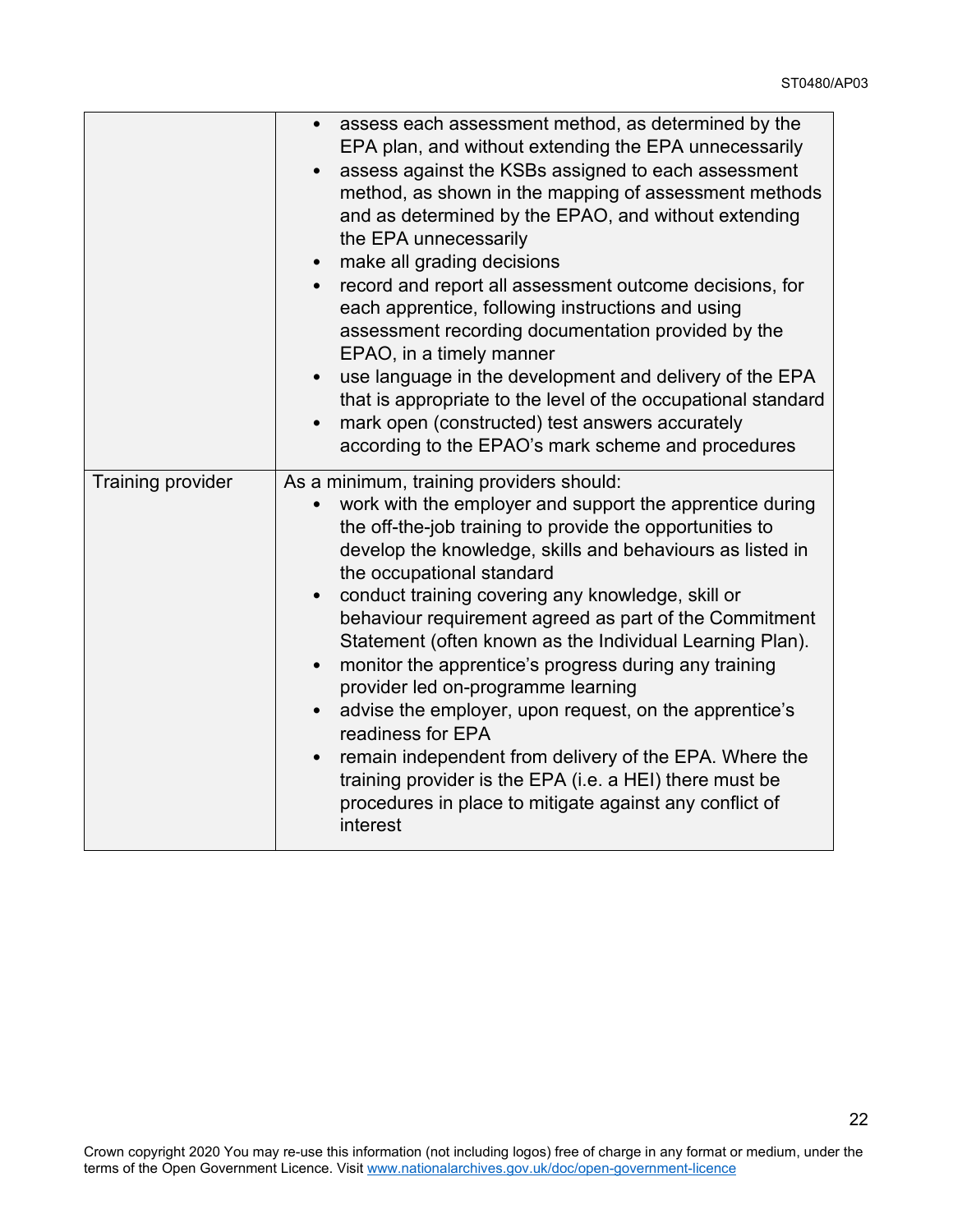| | |
|---|---|
| | <ul><li>assess each assessment method, as determined by the EPA plan, and without extending the EPA unnecessarily</li><li>assess against the KSBs assigned to each assessment method, as shown in the mapping of assessment methods and as determined by the EPAO, and without extending the EPA unnecessarily</li><li>make all grading decisions</li><li>record and report all assessment outcome decisions, for each apprentice, following instructions and using assessment recording documentation provided by the EPAO, in a timely manner</li><li>use language in the development and delivery of the EPA that is appropriate to the level of the occupational standard</li><li>mark open (constructed) test answers accurately according to the EPAO's mark scheme and procedures</li></ul> |
| Training provider | As a minimum, training providers should:<ul><li>work with the employer and support the apprentice during the off-the-job training to provide the opportunities to develop the knowledge, skills and behaviours as listed in the occupational standard</li><li>conduct training covering any knowledge, skill or behaviour requirement agreed as part of the Commitment Statement (often known as the Individual Learning Plan).</li><li>monitor the apprentice's progress during any training provider led on-programme learning</li><li>advise the employer, upon request, on the apprentice's readiness for EPA</li><li>remain independent from delivery of the EPA. Where the training provider is the EPA (i.e. a HEI) there must be procedures in place to mitigate against any conflict of interest</li></ul> |

Crown copyright 2020 You may re-use this information (not including logos) free of charge in any format or medium, under the terms of the Open Government Licence. Visit www.nationalarchives.gov.uk/doc/open-government-licence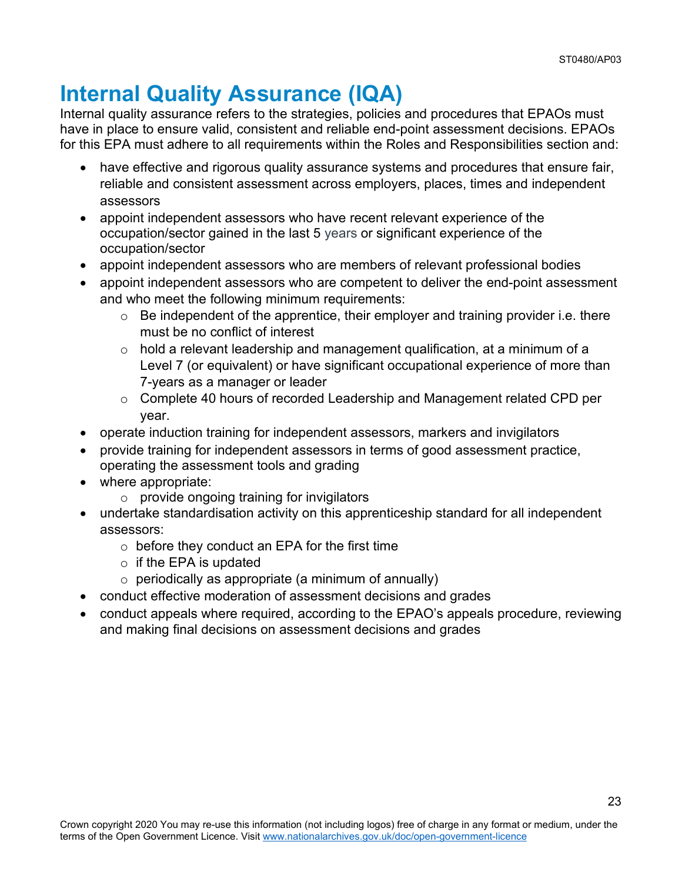# Internal Quality Assurance (IQA)

Internal quality assurance refers to the strategies, policies and procedures that EPAOs must have in place to ensure valid, consistent and reliable end-point assessment decisions. EPAOs for this EPA must adhere to all requirements within the Roles and Responsibilities section and:

- have effective and rigorous quality assurance systems and procedures that ensure fair, reliable and consistent assessment across employers, places, times and independent assessors
- appoint independent assessors who have recent relevant experience of the occupation/sector gained in the last 5 years or significant experience of the occupation/sector
- appoint independent assessors who are members of relevant professional bodies
- appoint independent assessors who are competent to deliver the end-point assessment and who meet the following minimum requirements:
  - Be independent of the apprentice, their employer and training provider i.e. there must be no conflict of interest
  - hold a relevant leadership and management qualification, at a minimum of a Level 7 (or equivalent) or have significant occupational experience of more than 7-years as a manager or leader
  - Complete 40 hours of recorded Leadership and Management related CPD per year.
- operate induction training for independent assessors, markers and invigilators
- provide training for independent assessors in terms of good assessment practice, operating the assessment tools and grading
- where appropriate:
  - provide ongoing training for invigilators
- undertake standardisation activity on this apprenticeship standard for all independent assessors:
  - before they conduct an EPA for the first time
  - if the EPA is updated
  - periodically as appropriate (a minimum of annually)
- conduct effective moderation of assessment decisions and grades
- conduct appeals where required, according to the EPAO's appeals procedure, reviewing and making final decisions on assessment decisions and grades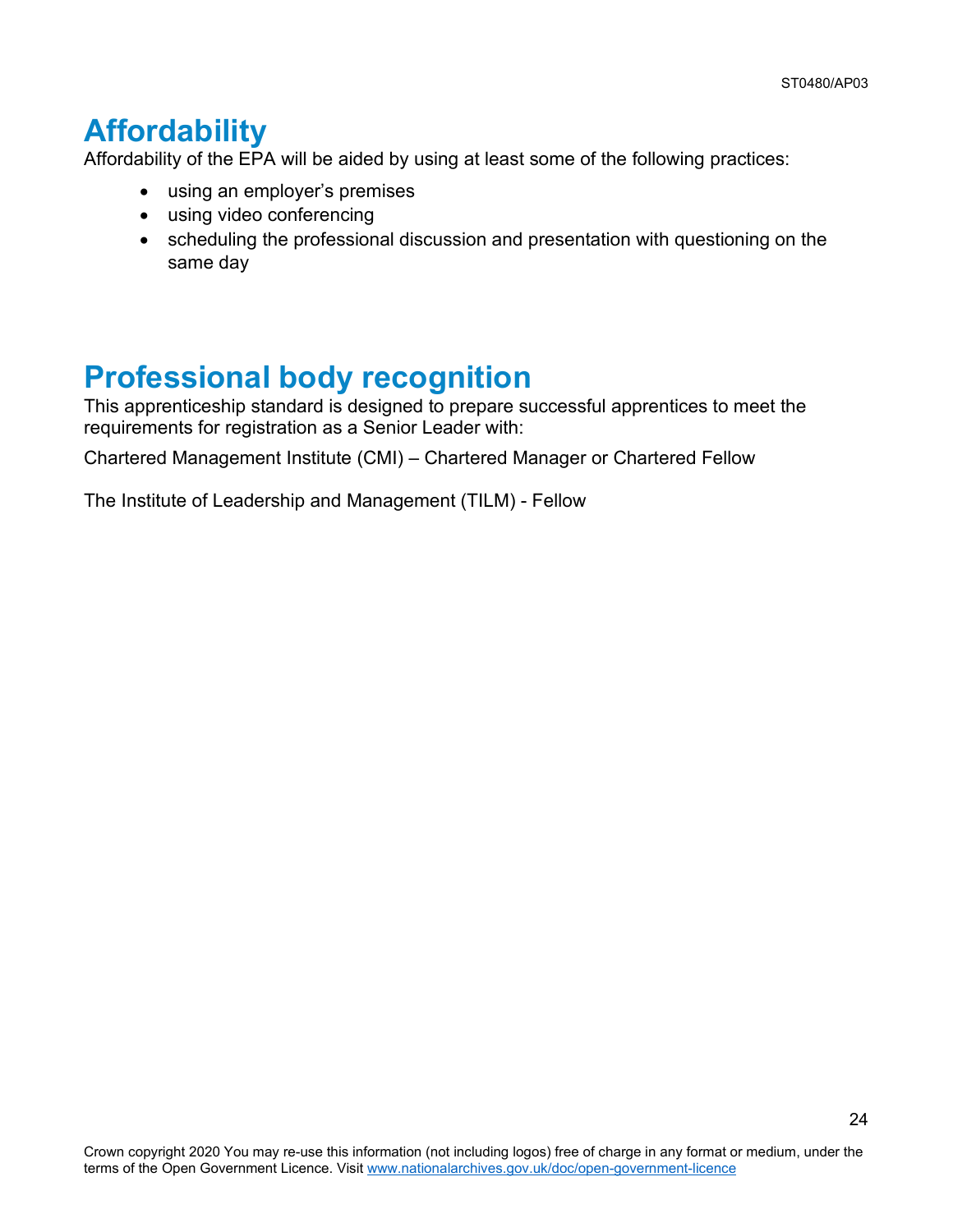# Affordability

Affordability of the EPA will be aided by using at least some of the following practices:

- using an employer's premises
- using video conferencing
- scheduling the professional discussion and presentation with questioning on the same day

# Professional body recognition

This apprenticeship standard is designed to prepare successful apprentices to meet the requirements for registration as a Senior Leader with:

Chartered Management Institute (CMI) – Chartered Manager or Chartered Fellow

The Institute of Leadership and Management (TILM) - Fellow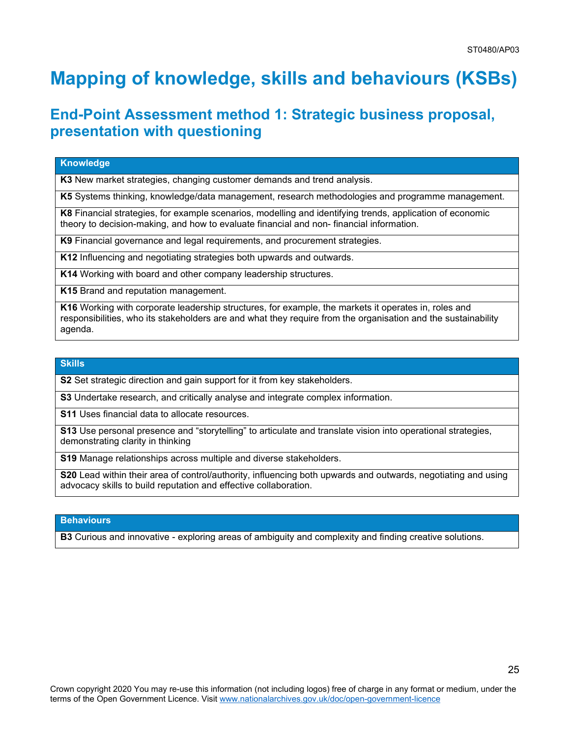# Mapping of knowledge, skills and behaviours (KSBs)

## End-Point Assessment method 1: Strategic business proposal, presentation with questioning

| Knowledge |
| --- |
| **K3** New market strategies, changing customer demands and trend analysis. |
| **K5** Systems thinking, knowledge/data management, research methodologies and programme management. |
| **K8** Financial strategies, for example scenarios, modelling and identifying trends, application of economic theory to decision-making, and how to evaluate financial and non- financial information. |
| **K9** Financial governance and legal requirements, and procurement strategies. |
| **K12** Influencing and negotiating strategies both upwards and outwards. |
| **K14** Working with board and other company leadership structures. |
| **K15** Brand and reputation management. |
| **K16** Working with corporate leadership structures, for example, the markets it operates in, roles and responsibilities, who its stakeholders are and what they require from the organisation and the sustainability agenda. |

| Skills |
| --- |
| **S2** Set strategic direction and gain support for it from key stakeholders. |
| **S3** Undertake research, and critically analyse and integrate complex information. |
| **S11** Uses financial data to allocate resources. |
| **S13** Use personal presence and "storytelling" to articulate and translate vision into operational strategies, demonstrating clarity in thinking |
| **S19** Manage relationships across multiple and diverse stakeholders. |
| **S20** Lead within their area of control/authority, influencing both upwards and outwards, negotiating and using advocacy skills to build reputation and effective collaboration. |

| Behaviours |
| --- |
| **B3** Curious and innovative - exploring areas of ambiguity and complexity and finding creative solutions. |

Crown copyright 2020 You may re-use this information (not including logos) free of charge in any format or medium, under the terms of the Open Government Licence. Visit www.nationalarchives.gov.uk/doc/open-government-licence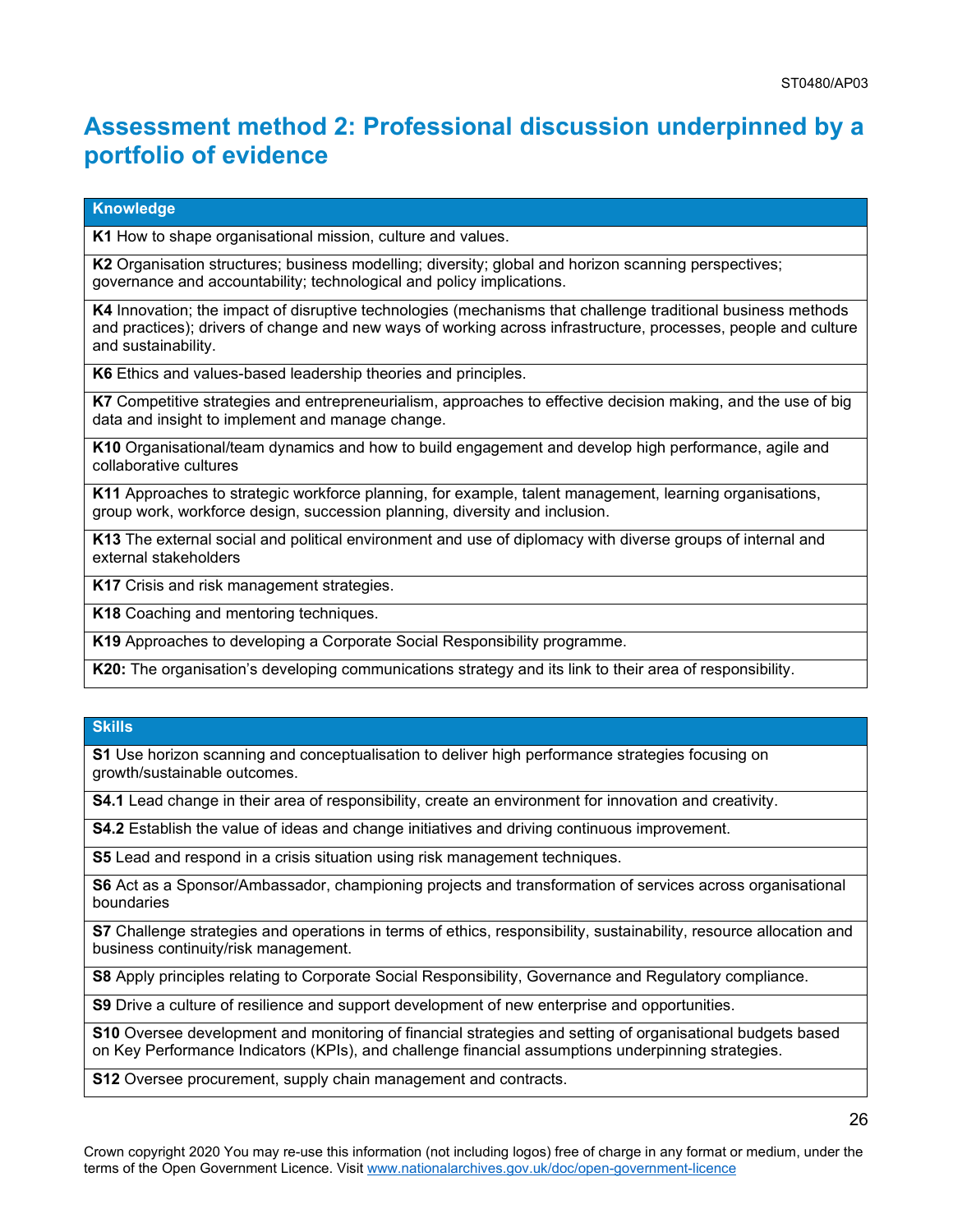## Assessment method 2: Professional discussion underpinned by a portfolio of evidence

| Knowledge |
| --- |
| **K1** How to shape organisational mission, culture and values. |
| **K2** Organisation structures; business modelling; diversity; global and horizon scanning perspectives; governance and accountability; technological and policy implications. |
| **K4** Innovation; the impact of disruptive technologies (mechanisms that challenge traditional business methods and practices); drivers of change and new ways of working across infrastructure, processes, people and culture and sustainability. |
| **K6** Ethics and values-based leadership theories and principles. |
| **K7** Competitive strategies and entrepreneurialism, approaches to effective decision making, and the use of big data and insight to implement and manage change. |
| **K10** Organisational/team dynamics and how to build engagement and develop high performance, agile and collaborative cultures |
| **K11** Approaches to strategic workforce planning, for example, talent management, learning organisations, group work, workforce design, succession planning, diversity and inclusion. |
| **K13** The external social and political environment and use of diplomacy with diverse groups of internal and external stakeholders |
| **K17** Crisis and risk management strategies. |
| **K18** Coaching and mentoring techniques. |
| **K19** Approaches to developing a Corporate Social Responsibility programme. |
| **K20:** The organisation's developing communications strategy and its link to their area of responsibility. |

| Skills |
| --- |
| **S1** Use horizon scanning and conceptualisation to deliver high performance strategies focusing on growth/sustainable outcomes. |
| **S4.1** Lead change in their area of responsibility, create an environment for innovation and creativity. |
| **S4.2** Establish the value of ideas and change initiatives and driving continuous improvement. |
| **S5** Lead and respond in a crisis situation using risk management techniques. |
| **S6** Act as a Sponsor/Ambassador, championing projects and transformation of services across organisational boundaries |
| **S7** Challenge strategies and operations in terms of ethics, responsibility, sustainability, resource allocation and business continuity/risk management. |
| **S8** Apply principles relating to Corporate Social Responsibility, Governance and Regulatory compliance. |
| **S9** Drive a culture of resilience and support development of new enterprise and opportunities. |
| **S10** Oversee development and monitoring of financial strategies and setting of organisational budgets based on Key Performance Indicators (KPIs), and challenge financial assumptions underpinning strategies. |
| **S12** Oversee procurement, supply chain management and contracts. |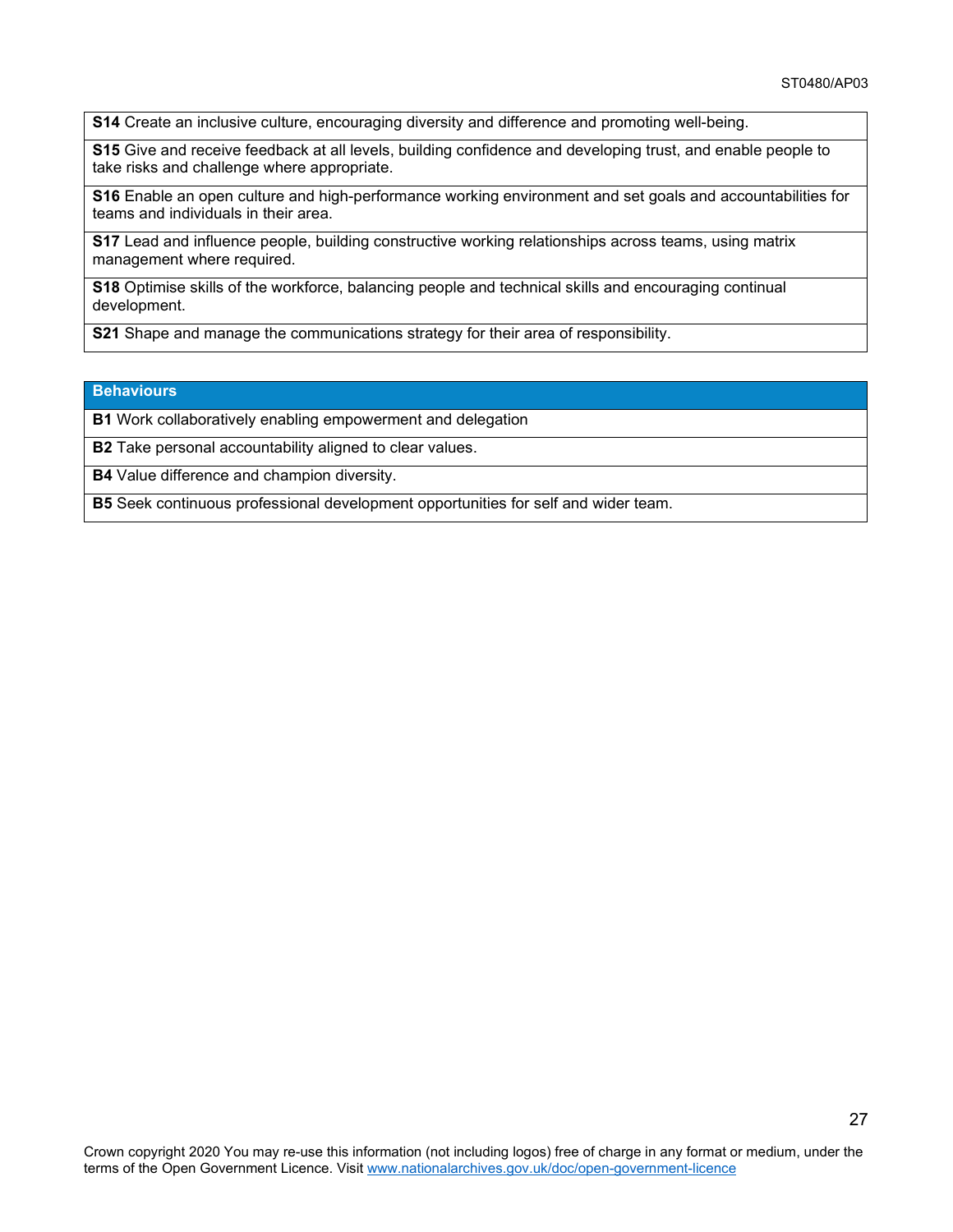| |
|---|
| **S14** Create an inclusive culture, encouraging diversity and difference and promoting well-being. |
| **S15** Give and receive feedback at all levels, building confidence and developing trust, and enable people to take risks and challenge where appropriate. |
| **S16** Enable an open culture and high-performance working environment and set goals and accountabilities for teams and individuals in their area. |
| **S17** Lead and influence people, building constructive working relationships across teams, using matrix management where required. |
| **S18** Optimise skills of the workforce, balancing people and technical skills and encouraging continual development. |
| **S21** Shape and manage the communications strategy for their area of responsibility. |

| **Behaviours** |
|---|
| **B1** Work collaboratively enabling empowerment and delegation |
| **B2** Take personal accountability aligned to clear values. |
| **B4** Value difference and champion diversity. |
| **B5** Seek continuous professional development opportunities for self and wider team. |

Crown copyright 2020 You may re-use this information (not including logos) free of charge in any format or medium, under the terms of the Open Government Licence. Visit www.nationalarchives.gov.uk/doc/open-government-licence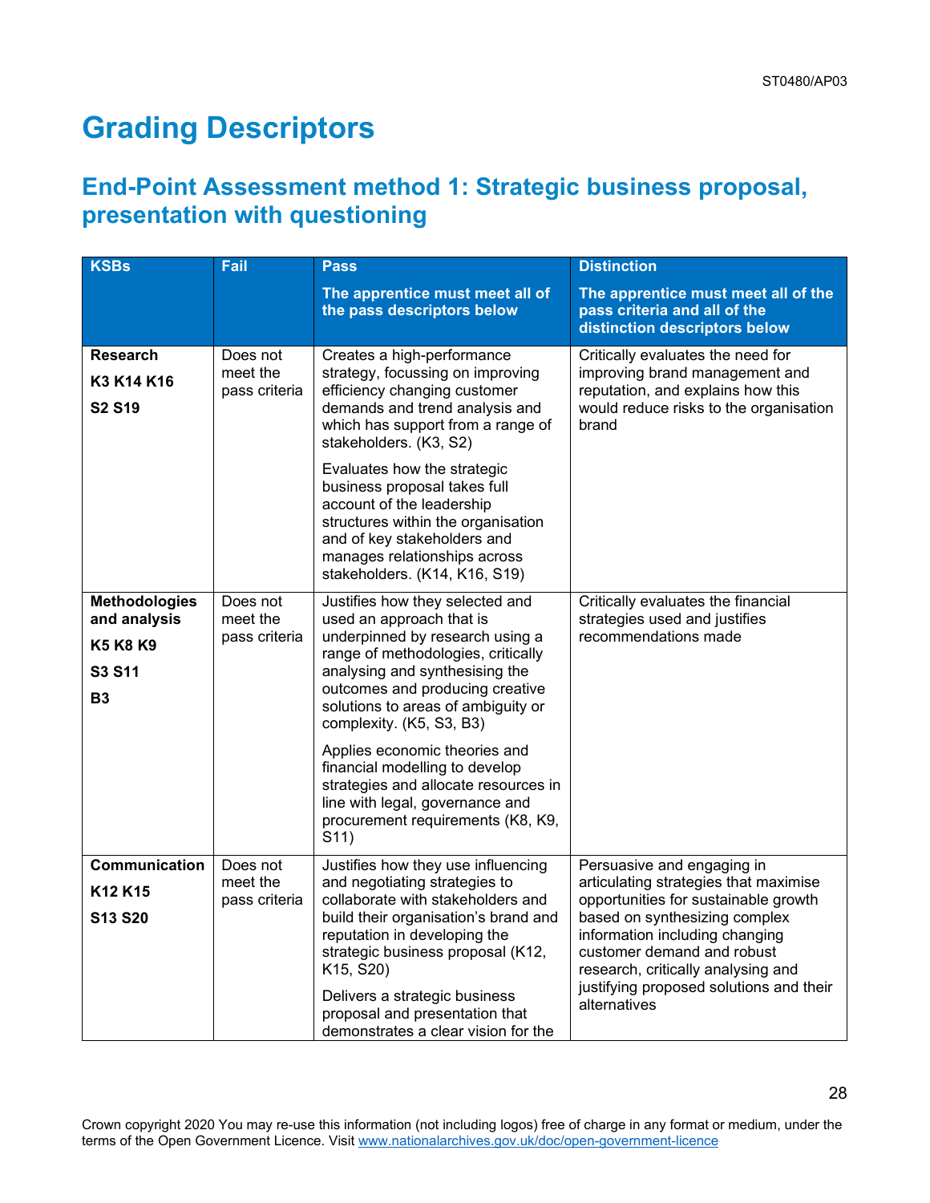# Grading Descriptors

## End-Point Assessment method 1: Strategic business proposal, presentation with questioning

| KSBs | Fail | Pass<br><br>**The apprentice must meet all of the pass descriptors below** | Distinction<br><br>**The apprentice must meet all of the pass criteria and all of the distinction descriptors below** |
|---|---|---|---|
| **Research**<br><br>**K3 K14 K16**<br><br>**S2 S19** | Does not meet the pass criteria | Creates a high-performance strategy, focussing on improving efficiency changing customer demands and trend analysis and which has support from a range of stakeholders. (K3, S2)<br><br>Evaluates how the strategic business proposal takes full account of the leadership structures within the organisation and of key stakeholders and manages relationships across stakeholders. (K14, K16, S19) | Critically evaluates the need for improving brand management and reputation, and explains how this would reduce risks to the organisation brand |
| **Methodologies and analysis**<br><br>**K5 K8 K9**<br><br>**S3 S11**<br><br>**B3** | Does not meet the pass criteria | Justifies how they selected and used an approach that is underpinned by research using a range of methodologies, critically analysing and synthesising the outcomes and producing creative solutions to areas of ambiguity or complexity. (K5, S3, B3)<br><br>Applies economic theories and financial modelling to develop strategies and allocate resources in line with legal, governance and procurement requirements (K8, K9, S11) | Critically evaluates the financial strategies used and justifies recommendations made |
| **Communication**<br><br>**K12 K15**<br><br>**S13 S20** | Does not meet the pass criteria | Justifies how they use influencing and negotiating strategies to collaborate with stakeholders and build their organisation's brand and reputation in developing the strategic business proposal (K12, K15, S20)<br><br>Delivers a strategic business proposal and presentation that demonstrates a clear vision for the | Persuasive and engaging in articulating strategies that maximise opportunities for sustainable growth based on synthesizing complex information including changing customer demand and robust research, critically analysing and justifying proposed solutions and their alternatives |

Crown copyright 2020 You may re-use this information (not including logos) free of charge in any format or medium, under the terms of the Open Government Licence. Visit www.nationalarchives.gov.uk/doc/open-government-licence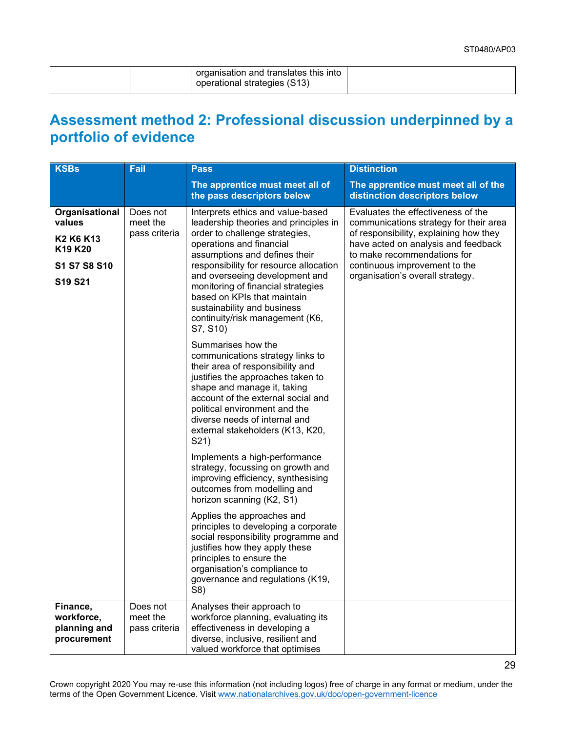| | | organisation and translates this into operational strategies (S13) | |
|---|---|---|---|

## Assessment method 2: Professional discussion underpinned by a portfolio of evidence

| KSBs | Fail | Pass<br><br>The apprentice must meet all of the pass descriptors below | Distinction<br><br>The apprentice must meet all of the distinction descriptors below |
|---|---|---|---|
| **Organisational values**<br><br>**K2 K6 K13 K19 K20**<br><br>**S1 S7 S8 S10**<br><br>**S19 S21** | Does not meet the pass criteria | Interprets ethics and value-based leadership theories and principles in order to challenge strategies, operations and financial assumptions and defines their responsibility for resource allocation and overseeing development and monitoring of financial strategies based on KPIs that maintain sustainability and business continuity/risk management (K6, S7, S10)<br><br>Summarises how the communications strategy links to their area of responsibility and justifies the approaches taken to shape and manage it, taking account of the external social and political environment and the diverse needs of internal and external stakeholders (K13, K20, S21)<br><br>Implements a high-performance strategy, focussing on growth and improving efficiency, synthesising outcomes from modelling and horizon scanning (K2, S1)<br><br>Applies the approaches and principles to developing a corporate social responsibility programme and justifies how they apply these principles to ensure the organisation's compliance to governance and regulations (K19, S8) | Evaluates the effectiveness of the communications strategy for their area of responsibility, explaining how they have acted on analysis and feedback to make recommendations for continuous improvement to the organisation's overall strategy. |
| **Finance, workforce, planning and procurement** | Does not meet the pass criteria | Analyses their approach to workforce planning, evaluating its effectiveness in developing a diverse, inclusive, resilient and valued workforce that optimises | |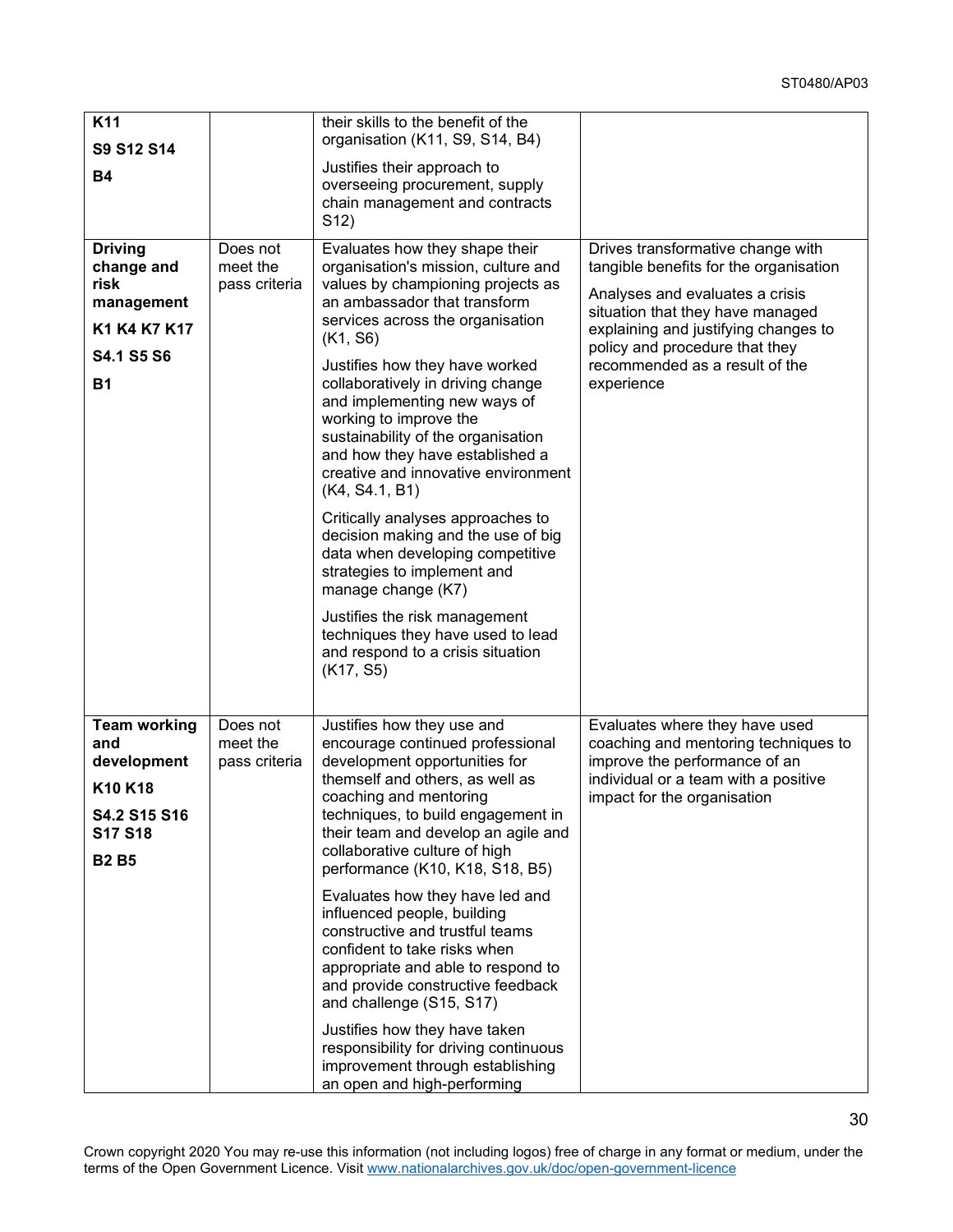| | | | |
|---|---|---|---|
| **K11**<br>**S9 S12 S14**<br>**B4** | | their skills to the benefit of the organisation (K11, S9, S14, B4)<br><br>Justifies their approach to overseeing procurement, supply chain management and contracts S12) | |
| **Driving change and risk management**<br>**K1 K4 K7 K17**<br>**S4.1 S5 S6**<br>**B1** | Does not meet the pass criteria | Evaluates how they shape their organisation's mission, culture and values by championing projects as an ambassador that transform services across the organisation (K1, S6)<br><br>Justifies how they have worked collaboratively in driving change and implementing new ways of working to improve the sustainability of the organisation and how they have established a creative and innovative environment (K4, S4.1, B1)<br><br>Critically analyses approaches to decision making and the use of big data when developing competitive strategies to implement and manage change (K7)<br><br>Justifies the risk management techniques they have used to lead and respond to a crisis situation (K17, S5) | Drives transformative change with tangible benefits for the organisation<br><br>Analyses and evaluates a crisis situation that they have managed explaining and justifying changes to policy and procedure that they recommended as a result of the experience |
| **Team working and development**<br>**K10 K18**<br>**S4.2 S15 S16 S17 S18**<br>**B2 B5** | Does not meet the pass criteria | Justifies how they use and encourage continued professional development opportunities for themself and others, as well as coaching and mentoring techniques, to build engagement in their team and develop an agile and collaborative culture of high performance (K10, K18, S18, B5)<br><br>Evaluates how they have led and influenced people, building constructive and trustful teams confident to take risks when appropriate and able to respond to and provide constructive feedback and challenge (S15, S17)<br><br>Justifies how they have taken responsibility for driving continuous improvement through establishing an open and high-performing | Evaluates where they have used coaching and mentoring techniques to improve the performance of an individual or a team with a positive impact for the organisation |

Crown copyright 2020 You may re-use this information (not including logos) free of charge in any format or medium, under the terms of the Open Government Licence. Visit www.nationalarchives.gov.uk/doc/open-government-licence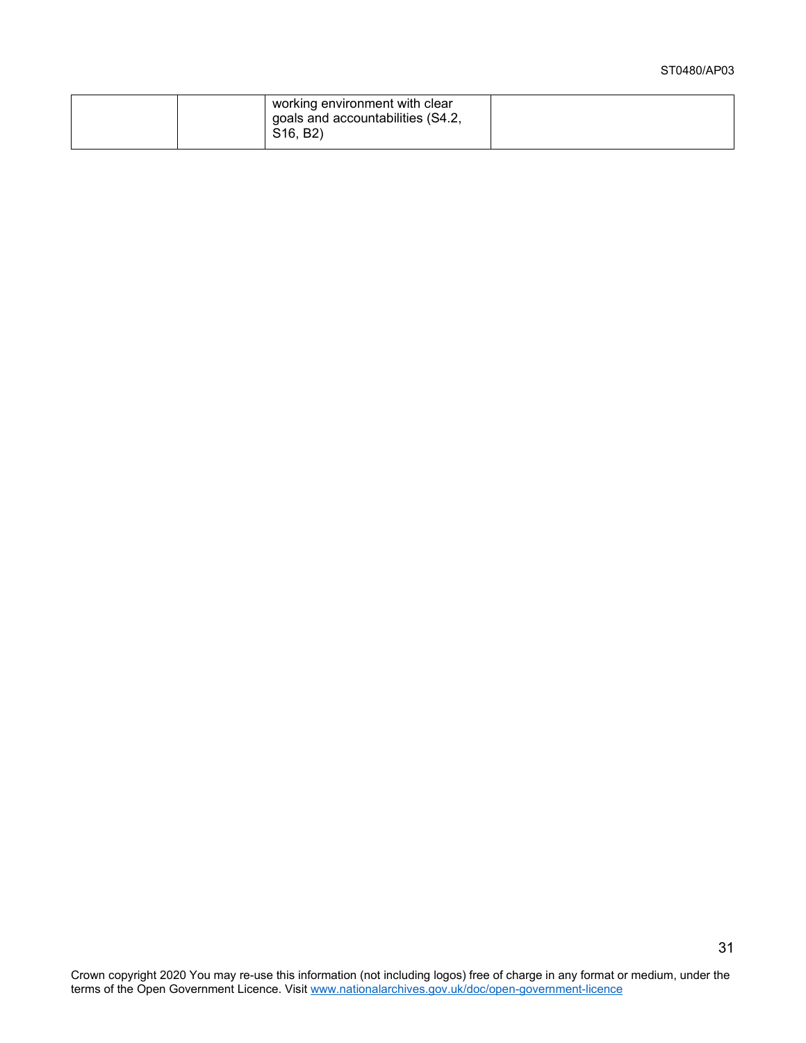| | | | |
|---|---|---|---|
| | | working environment with clear goals and accountabilities (S4.2, S16, B2) | |

Crown copyright 2020 You may re-use this information (not including logos) free of charge in any format or medium, under the terms of the Open Government Licence. Visit www.nationalarchives.gov.uk/doc/open-government-licence